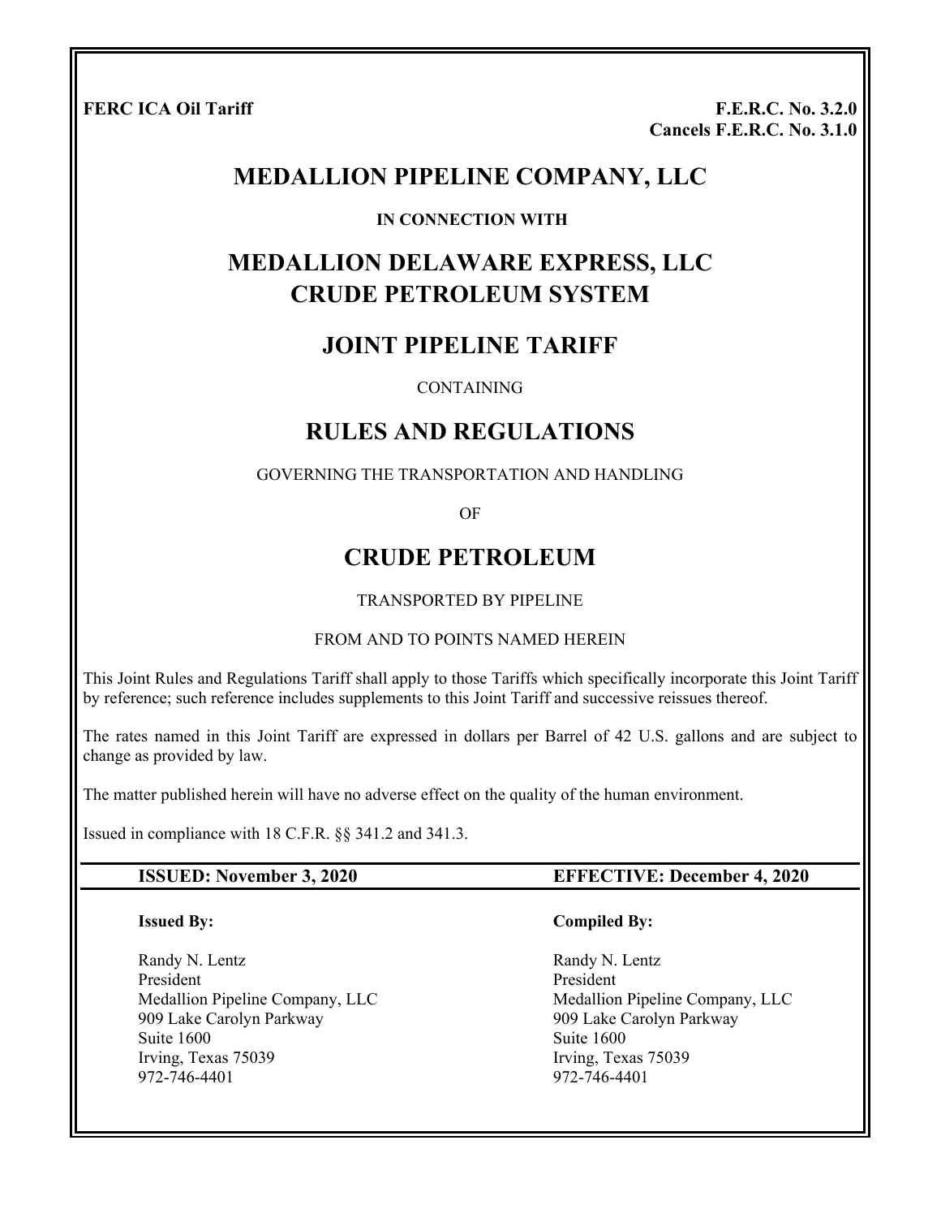**FERC ICA Oil Tariff**

**F.E.R.C. No. 3.2.0**
**Cancels F.E.R.C. No. 3.1.0**

# MEDALLION PIPELINE COMPANY, LLC

**IN CONNECTION WITH**

# MEDALLION DELAWARE EXPRESS, LLC
# CRUDE PETROLEUM SYSTEM

## JOINT PIPELINE TARIFF

CONTAINING

## RULES AND REGULATIONS

GOVERNING THE TRANSPORTATION AND HANDLING

OF

## CRUDE PETROLEUM

TRANSPORTED BY PIPELINE

FROM AND TO POINTS NAMED HEREIN

This Joint Rules and Regulations Tariff shall apply to those Tariffs which specifically incorporate this Joint Tariff by reference; such reference includes supplements to this Joint Tariff and successive reissues thereof.

The rates named in this Joint Tariff are expressed in dollars per Barrel of 42 U.S. gallons and are subject to change as provided by law.

The matter published herein will have no adverse effect on the quality of the human environment.

Issued in compliance with 18 C.F.R. §§ 341.2 and 341.3.

**ISSUED: November 3, 2020** | **EFFECTIVE: December 4, 2020**

**Issued By:**

Randy N. Lentz
President
Medallion Pipeline Company, LLC
909 Lake Carolyn Parkway
Suite 1600
Irving, Texas 75039
972-746-4401

**Compiled By:**

Randy N. Lentz
President
Medallion Pipeline Company, LLC
909 Lake Carolyn Parkway
Suite 1600
Irving, Texas 75039
972-746-4401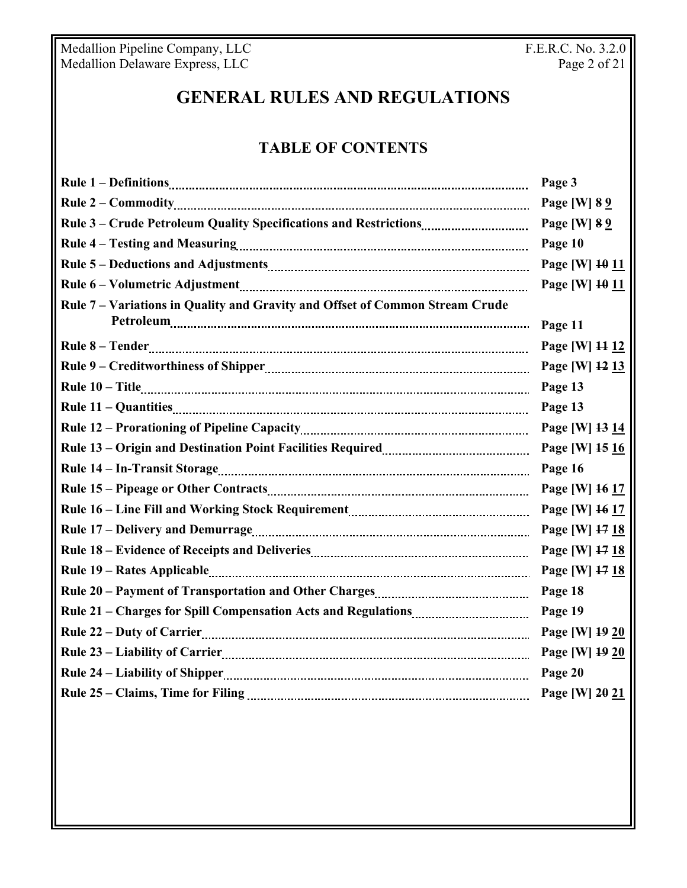# GENERAL RULES AND REGULATIONS

## TABLE OF CONTENTS

| | |
|---|---|
| **Rule 1 – Definitions** | **Page 3** |
| **Rule 2 – Commodity** | **Page [W] ~~8~~ 9** |
| **Rule 3 – Crude Petroleum Quality Specifications and Restrictions** | **Page [W] ~~8~~ 9** |
| **Rule 4 – Testing and Measuring** | **Page 10** |
| **Rule 5 – Deductions and Adjustments** | **Page [W] ~~10~~ 11** |
| **Rule 6 – Volumetric Adjustment** | **Page [W] ~~10~~ 11** |
| **Rule 7 – Variations in Quality and Gravity and Offset of Common Stream Crude Petroleum** | **Page 11** |
| **Rule 8 – Tender** | **Page [W] ~~11~~ 12** |
| **Rule 9 – Creditworthiness of Shipper** | **Page [W] ~~12~~ 13** |
| **Rule 10 – Title** | **Page 13** |
| **Rule 11 – Quantities** | **Page 13** |
| **Rule 12 – Prorationing of Pipeline Capacity** | **Page [W] ~~13~~ 14** |
| **Rule 13 – Origin and Destination Point Facilities Required** | **Page [W] ~~15~~ 16** |
| **Rule 14 – In-Transit Storage** | **Page 16** |
| **Rule 15 – Pipeage or Other Contracts** | **Page [W] ~~16~~ 17** |
| **Rule 16 – Line Fill and Working Stock Requirement** | **Page [W] ~~16~~ 17** |
| **Rule 17 – Delivery and Demurrage** | **Page [W] ~~17~~ 18** |
| **Rule 18 – Evidence of Receipts and Deliveries** | **Page [W] ~~17~~ 18** |
| **Rule 19 – Rates Applicable** | **Page [W] ~~17~~ 18** |
| **Rule 20 – Payment of Transportation and Other Charges** | **Page 18** |
| **Rule 21 – Charges for Spill Compensation Acts and Regulations** | **Page 19** |
| **Rule 22 – Duty of Carrier** | **Page [W] ~~19~~ 20** |
| **Rule 23 – Liability of Carrier** | **Page [W] ~~19~~ 20** |
| **Rule 24 – Liability of Shipper** | **Page 20** |
| **Rule 25 – Claims, Time for Filing** | **Page [W] ~~20~~ 21** |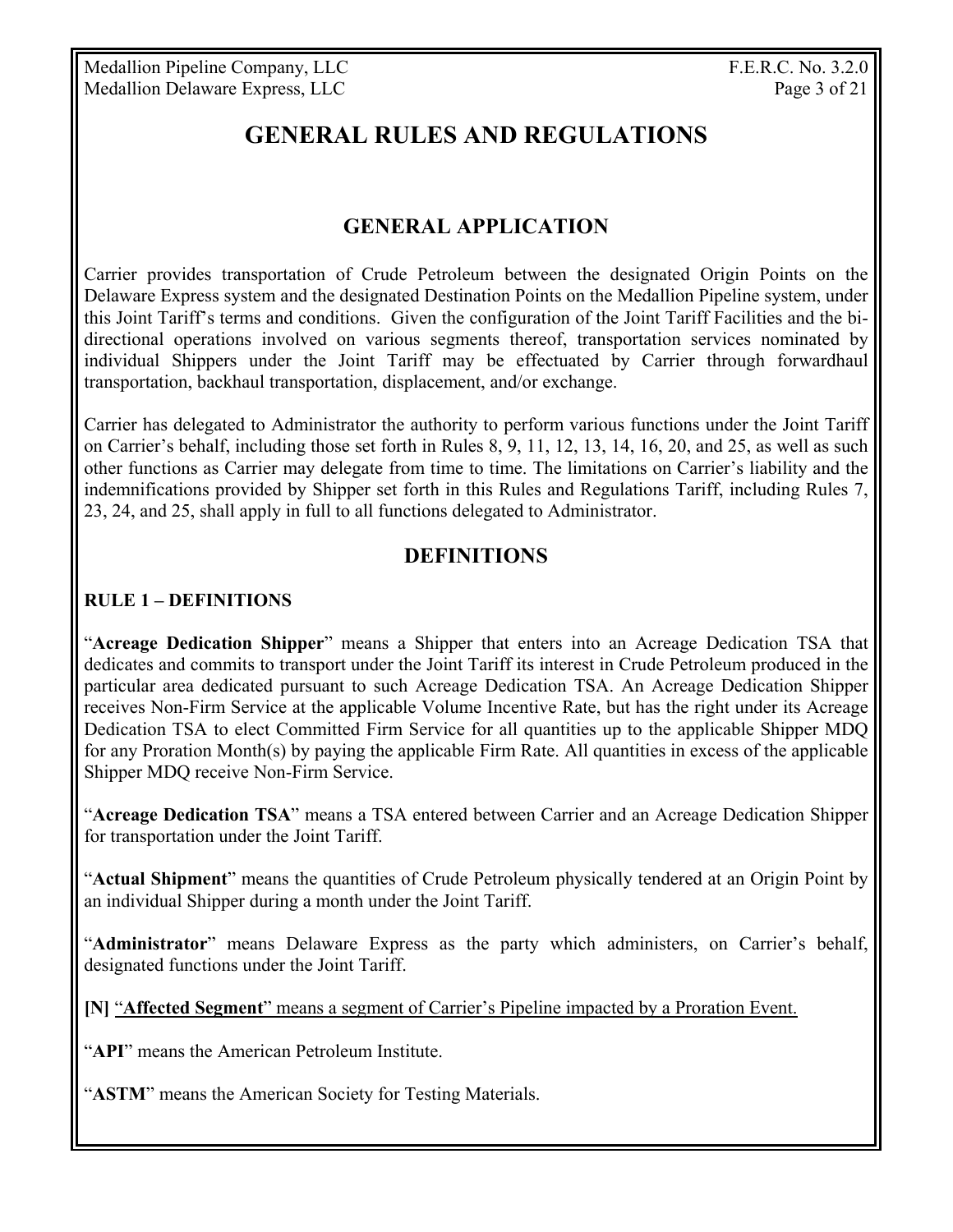# GENERAL RULES AND REGULATIONS

## GENERAL APPLICATION

Carrier provides transportation of Crude Petroleum between the designated Origin Points on the Delaware Express system and the designated Destination Points on the Medallion Pipeline system, under this Joint Tariff's terms and conditions. Given the configuration of the Joint Tariff Facilities and the bi-directional operations involved on various segments thereof, transportation services nominated by individual Shippers under the Joint Tariff may be effectuated by Carrier through forwardhaul transportation, backhaul transportation, displacement, and/or exchange.

Carrier has delegated to Administrator the authority to perform various functions under the Joint Tariff on Carrier's behalf, including those set forth in Rules 8, 9, 11, 12, 13, 14, 16, 20, and 25, as well as such other functions as Carrier may delegate from time to time. The limitations on Carrier's liability and the indemnifications provided by Shipper set forth in this Rules and Regulations Tariff, including Rules 7, 23, 24, and 25, shall apply in full to all functions delegated to Administrator.

## DEFINITIONS

### RULE 1 – DEFINITIONS

"**Acreage Dedication Shipper**" means a Shipper that enters into an Acreage Dedication TSA that dedicates and commits to transport under the Joint Tariff its interest in Crude Petroleum produced in the particular area dedicated pursuant to such Acreage Dedication TSA. An Acreage Dedication Shipper receives Non-Firm Service at the applicable Volume Incentive Rate, but has the right under its Acreage Dedication TSA to elect Committed Firm Service for all quantities up to the applicable Shipper MDQ for any Proration Month(s) by paying the applicable Firm Rate. All quantities in excess of the applicable Shipper MDQ receive Non-Firm Service.

"**Acreage Dedication TSA**" means a TSA entered between Carrier and an Acreage Dedication Shipper for transportation under the Joint Tariff.

"**Actual Shipment**" means the quantities of Crude Petroleum physically tendered at an Origin Point by an individual Shipper during a month under the Joint Tariff.

"**Administrator**" means Delaware Express as the party which administers, on Carrier's behalf, designated functions under the Joint Tariff.

**[N]** "**Affected Segment**" means a segment of Carrier's Pipeline impacted by a Proration Event.

"**API**" means the American Petroleum Institute.

"**ASTM**" means the American Society for Testing Materials.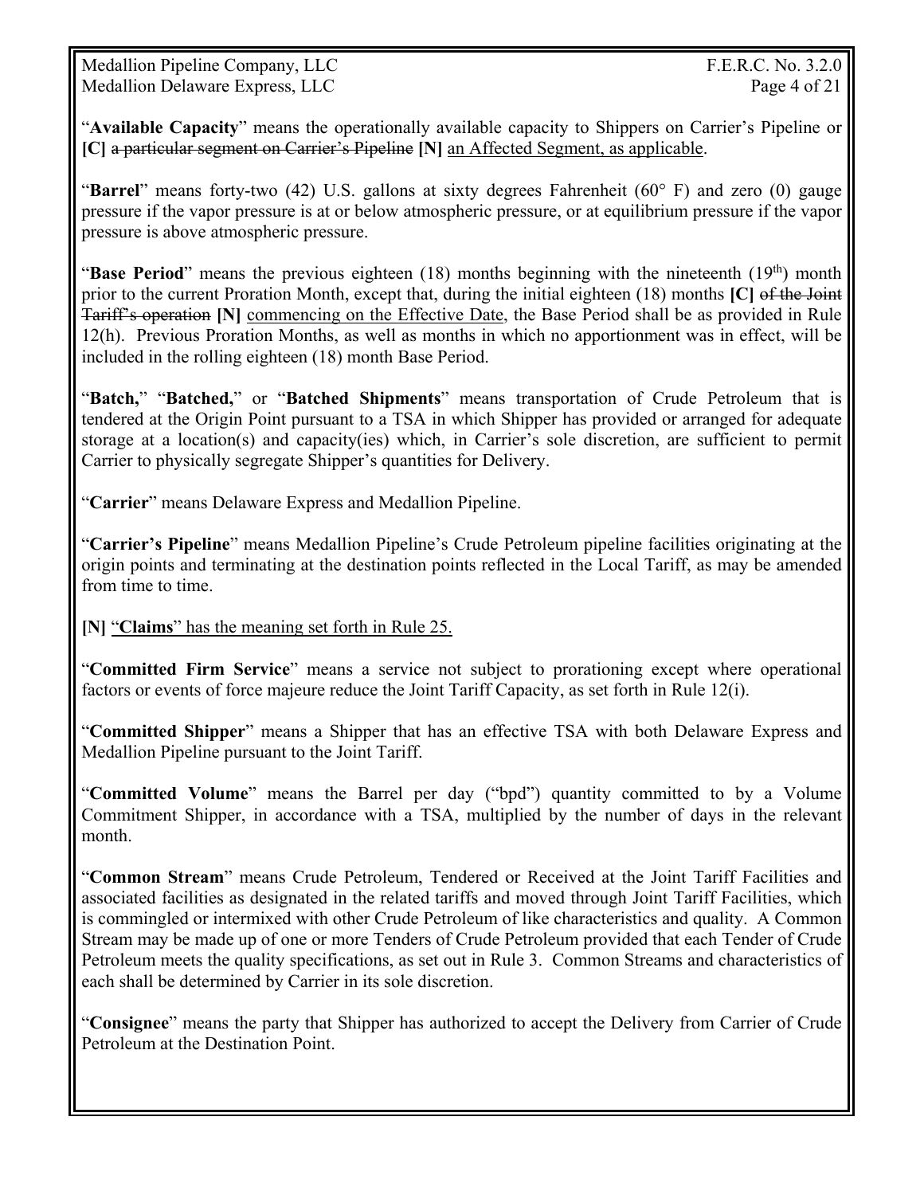"**Available Capacity**" means the operationally available capacity to Shippers on Carrier's Pipeline or **[C]** ~~a particular segment on Carrier's Pipeline~~ **[N]** <u>an Affected Segment, as applicable</u>.

"**Barrel**" means forty-two (42) U.S. gallons at sixty degrees Fahrenheit (60° F) and zero (0) gauge pressure if the vapor pressure is at or below atmospheric pressure, or at equilibrium pressure if the vapor pressure is above atmospheric pressure.

"**Base Period**" means the previous eighteen (18) months beginning with the nineteenth (19th) month prior to the current Proration Month, except that, during the initial eighteen (18) months **[C]** ~~of the Joint Tariff's operation~~ **[N]** <u>commencing on the Effective Date</u>, the Base Period shall be as provided in Rule 12(h). Previous Proration Months, as well as months in which no apportionment was in effect, will be included in the rolling eighteen (18) month Base Period.

"**Batch,**" "**Batched,**" or "**Batched Shipments**" means transportation of Crude Petroleum that is tendered at the Origin Point pursuant to a TSA in which Shipper has provided or arranged for adequate storage at a location(s) and capacity(ies) which, in Carrier's sole discretion, are sufficient to permit Carrier to physically segregate Shipper's quantities for Delivery.

"**Carrier**" means Delaware Express and Medallion Pipeline.

"**Carrier's Pipeline**" means Medallion Pipeline's Crude Petroleum pipeline facilities originating at the origin points and terminating at the destination points reflected in the Local Tariff, as may be amended from time to time.

**[N]** <u>"**Claims**" has the meaning set forth in Rule 25.</u>

"**Committed Firm Service**" means a service not subject to prorationing except where operational factors or events of force majeure reduce the Joint Tariff Capacity, as set forth in Rule 12(i).

"**Committed Shipper**" means a Shipper that has an effective TSA with both Delaware Express and Medallion Pipeline pursuant to the Joint Tariff.

"**Committed Volume**" means the Barrel per day ("bpd") quantity committed to by a Volume Commitment Shipper, in accordance with a TSA, multiplied by the number of days in the relevant month.

"**Common Stream**" means Crude Petroleum, Tendered or Received at the Joint Tariff Facilities and associated facilities as designated in the related tariffs and moved through Joint Tariff Facilities, which is commingled or intermixed with other Crude Petroleum of like characteristics and quality. A Common Stream may be made up of one or more Tenders of Crude Petroleum provided that each Tender of Crude Petroleum meets the quality specifications, as set out in Rule 3. Common Streams and characteristics of each shall be determined by Carrier in its sole discretion.

"**Consignee**" means the party that Shipper has authorized to accept the Delivery from Carrier of Crude Petroleum at the Destination Point.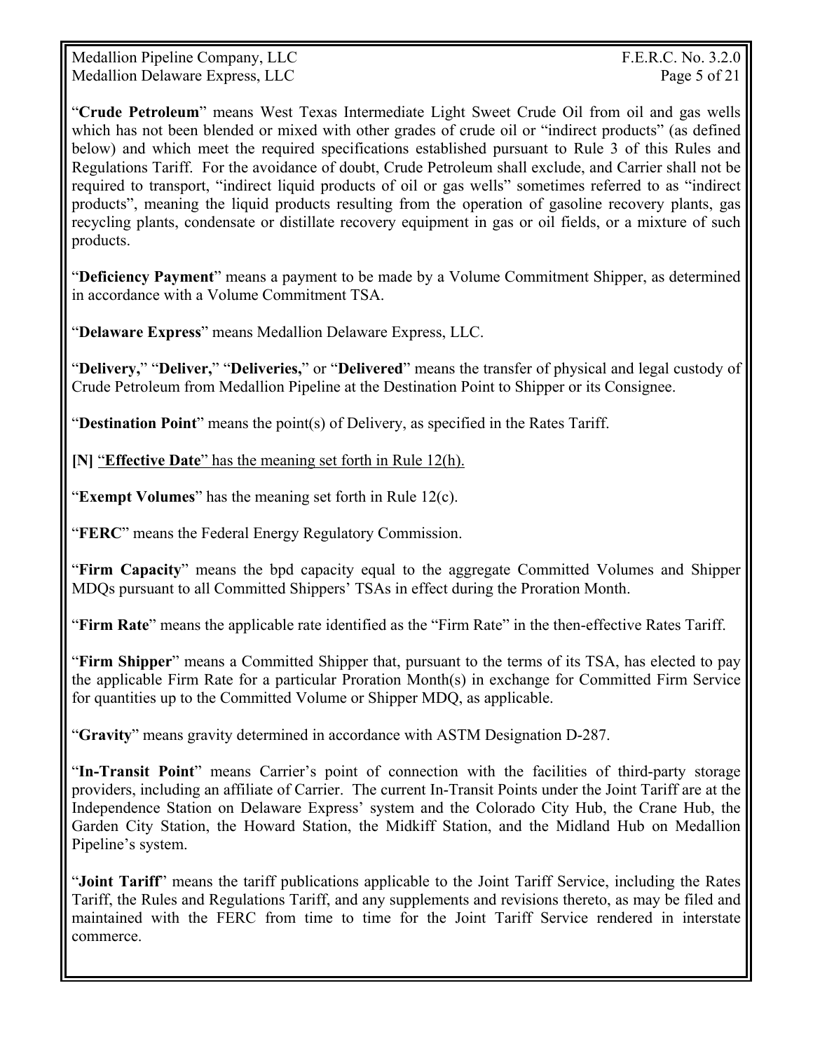"**Crude Petroleum**" means West Texas Intermediate Light Sweet Crude Oil from oil and gas wells which has not been blended or mixed with other grades of crude oil or "indirect products" (as defined below) and which meet the required specifications established pursuant to Rule 3 of this Rules and Regulations Tariff. For the avoidance of doubt, Crude Petroleum shall exclude, and Carrier shall not be required to transport, "indirect liquid products of oil or gas wells" sometimes referred to as "indirect products", meaning the liquid products resulting from the operation of gasoline recovery plants, gas recycling plants, condensate or distillate recovery equipment in gas or oil fields, or a mixture of such products.

"**Deficiency Payment**" means a payment to be made by a Volume Commitment Shipper, as determined in accordance with a Volume Commitment TSA.

"**Delaware Express**" means Medallion Delaware Express, LLC.

"**Delivery,**" "**Deliver,**" "**Deliveries,**" or "**Delivered**" means the transfer of physical and legal custody of Crude Petroleum from Medallion Pipeline at the Destination Point to Shipper or its Consignee.

"**Destination Point**" means the point(s) of Delivery, as specified in the Rates Tariff.

**[N]** "**Effective Date**" has the meaning set forth in Rule 12(h).

"**Exempt Volumes**" has the meaning set forth in Rule 12(c).

"**FERC**" means the Federal Energy Regulatory Commission.

"**Firm Capacity**" means the bpd capacity equal to the aggregate Committed Volumes and Shipper MDQs pursuant to all Committed Shippers' TSAs in effect during the Proration Month.

"**Firm Rate**" means the applicable rate identified as the "Firm Rate" in the then-effective Rates Tariff.

"**Firm Shipper**" means a Committed Shipper that, pursuant to the terms of its TSA, has elected to pay the applicable Firm Rate for a particular Proration Month(s) in exchange for Committed Firm Service for quantities up to the Committed Volume or Shipper MDQ, as applicable.

"**Gravity**" means gravity determined in accordance with ASTM Designation D-287.

"**In-Transit Point**" means Carrier's point of connection with the facilities of third-party storage providers, including an affiliate of Carrier. The current In-Transit Points under the Joint Tariff are at the Independence Station on Delaware Express' system and the Colorado City Hub, the Crane Hub, the Garden City Station, the Howard Station, the Midkiff Station, and the Midland Hub on Medallion Pipeline's system.

"**Joint Tariff**" means the tariff publications applicable to the Joint Tariff Service, including the Rates Tariff, the Rules and Regulations Tariff, and any supplements and revisions thereto, as may be filed and maintained with the FERC from time to time for the Joint Tariff Service rendered in interstate commerce.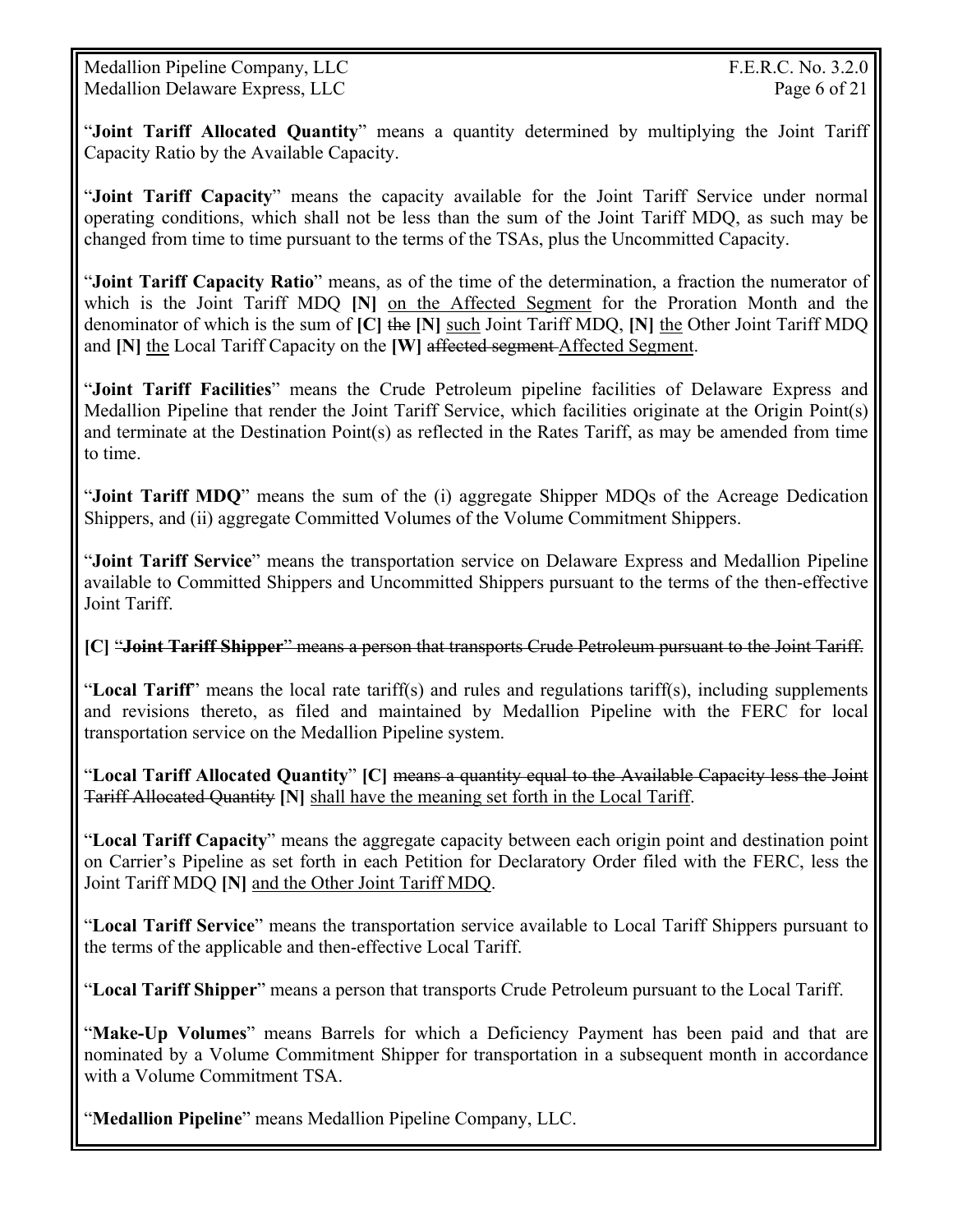"**Joint Tariff Allocated Quantity**" means a quantity determined by multiplying the Joint Tariff Capacity Ratio by the Available Capacity.

"**Joint Tariff Capacity**" means the capacity available for the Joint Tariff Service under normal operating conditions, which shall not be less than the sum of the Joint Tariff MDQ, as such may be changed from time to time pursuant to the terms of the TSAs, plus the Uncommitted Capacity.

"**Joint Tariff Capacity Ratio**" means, as of the time of the determination, a fraction the numerator of which is the Joint Tariff MDQ **[N]** <u>on the Affected Segment</u> for the Proration Month and the denominator of which is the sum of **[C]** ~~the~~ **[N]** <u>such</u> Joint Tariff MDQ, **[N]** <u>the</u> Other Joint Tariff MDQ and **[N]** <u>the</u> Local Tariff Capacity on the **[W]** ~~affected segment~~ <u>Affected Segment</u>.

"**Joint Tariff Facilities**" means the Crude Petroleum pipeline facilities of Delaware Express and Medallion Pipeline that render the Joint Tariff Service, which facilities originate at the Origin Point(s) and terminate at the Destination Point(s) as reflected in the Rates Tariff, as may be amended from time to time.

"**Joint Tariff MDQ**" means the sum of the (i) aggregate Shipper MDQs of the Acreage Dedication Shippers, and (ii) aggregate Committed Volumes of the Volume Commitment Shippers.

"**Joint Tariff Service**" means the transportation service on Delaware Express and Medallion Pipeline available to Committed Shippers and Uncommitted Shippers pursuant to the terms of the then-effective Joint Tariff.

**[C]** ~~"**Joint Tariff Shipper**" means a person that transports Crude Petroleum pursuant to the Joint Tariff.~~

"**Local Tariff**" means the local rate tariff(s) and rules and regulations tariff(s), including supplements and revisions thereto, as filed and maintained by Medallion Pipeline with the FERC for local transportation service on the Medallion Pipeline system.

"**Local Tariff Allocated Quantity**" **[C]** ~~means a quantity equal to the Available Capacity less the Joint Tariff Allocated Quantity~~ **[N]** <u>shall have the meaning set forth in the Local Tariff</u>.

"**Local Tariff Capacity**" means the aggregate capacity between each origin point and destination point on Carrier's Pipeline as set forth in each Petition for Declaratory Order filed with the FERC, less the Joint Tariff MDQ **[N]** <u>and the Other Joint Tariff MDQ</u>.

"**Local Tariff Service**" means the transportation service available to Local Tariff Shippers pursuant to the terms of the applicable and then-effective Local Tariff.

"**Local Tariff Shipper**" means a person that transports Crude Petroleum pursuant to the Local Tariff.

"**Make-Up Volumes**" means Barrels for which a Deficiency Payment has been paid and that are nominated by a Volume Commitment Shipper for transportation in a subsequent month in accordance with a Volume Commitment TSA.

"**Medallion Pipeline**" means Medallion Pipeline Company, LLC.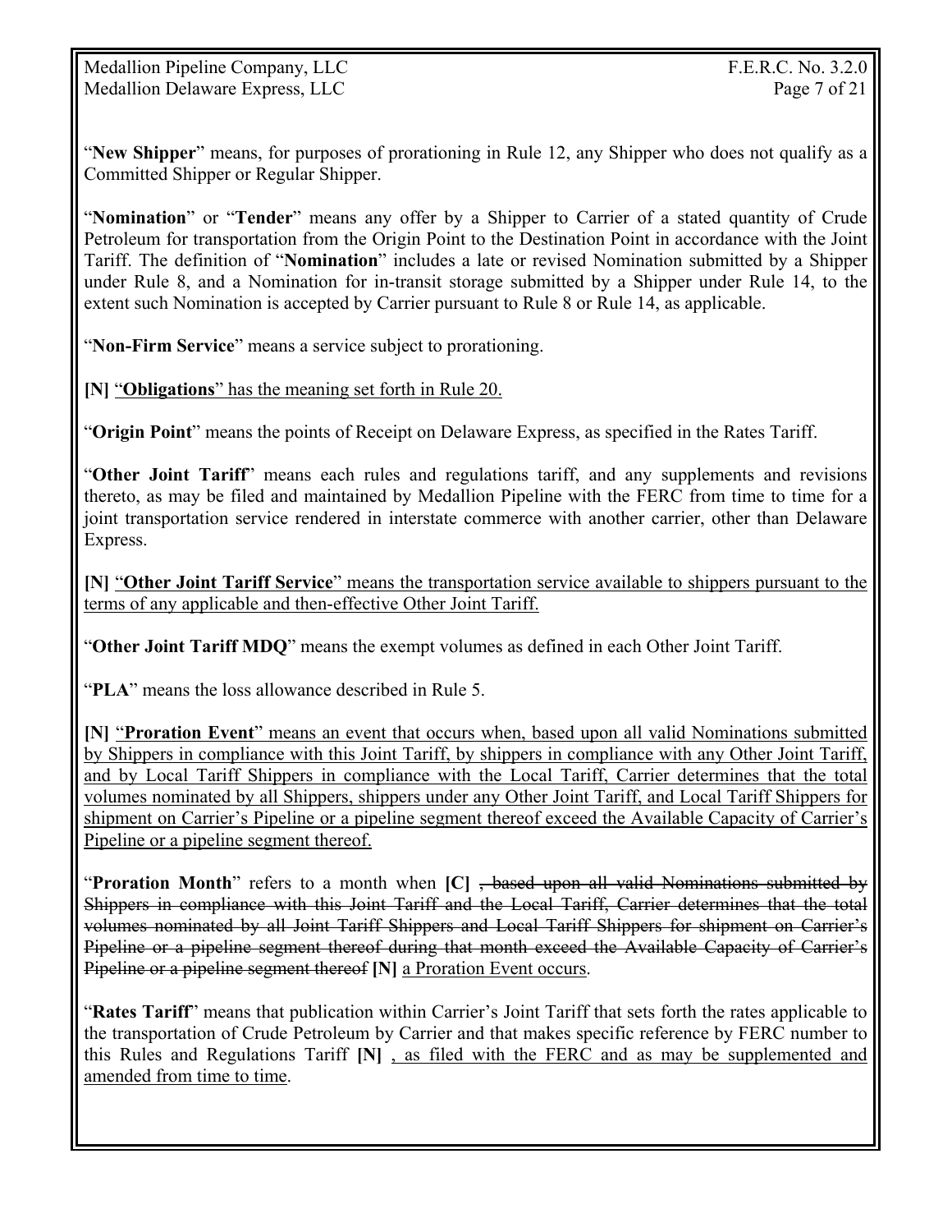"**New Shipper**" means, for purposes of prorationing in Rule 12, any Shipper who does not qualify as a Committed Shipper or Regular Shipper.

"**Nomination**" or "**Tender**" means any offer by a Shipper to Carrier of a stated quantity of Crude Petroleum for transportation from the Origin Point to the Destination Point in accordance with the Joint Tariff. The definition of "**Nomination**" includes a late or revised Nomination submitted by a Shipper under Rule 8, and a Nomination for in-transit storage submitted by a Shipper under Rule 14, to the extent such Nomination is accepted by Carrier pursuant to Rule 8 or Rule 14, as applicable.

"**Non-Firm Service**" means a service subject to prorationing.

**[N]** <u>"**Obligations**" has the meaning set forth in Rule 20.</u>

"**Origin Point**" means the points of Receipt on Delaware Express, as specified in the Rates Tariff.

"**Other Joint Tariff**" means each rules and regulations tariff, and any supplements and revisions thereto, as may be filed and maintained by Medallion Pipeline with the FERC from time to time for a joint transportation service rendered in interstate commerce with another carrier, other than Delaware Express.

**[N]** <u>"**Other Joint Tariff Service**" means the transportation service available to shippers pursuant to the terms of any applicable and then-effective Other Joint Tariff.</u>

"**Other Joint Tariff MDQ**" means the exempt volumes as defined in each Other Joint Tariff.

"**PLA**" means the loss allowance described in Rule 5.

**[N]** <u>"**Proration Event**" means an event that occurs when, based upon all valid Nominations submitted by Shippers in compliance with this Joint Tariff, by shippers in compliance with any Other Joint Tariff, and by Local Tariff Shippers in compliance with the Local Tariff, Carrier determines that the total volumes nominated by all Shippers, shippers under any Other Joint Tariff, and Local Tariff Shippers for shipment on Carrier's Pipeline or a pipeline segment thereof exceed the Available Capacity of Carrier's Pipeline or a pipeline segment thereof.</u>

"**Proration Month**" refers to a month when **[C]** ~~, based upon all valid Nominations submitted by Shippers in compliance with this Joint Tariff and the Local Tariff, Carrier determines that the total volumes nominated by all Joint Tariff Shippers and Local Tariff Shippers for shipment on Carrier's Pipeline or a pipeline segment thereof during that month exceed the Available Capacity of Carrier's Pipeline or a pipeline segment thereof~~ **[N]** <u>a Proration Event occurs</u>.

"**Rates Tariff**" means that publication within Carrier's Joint Tariff that sets forth the rates applicable to the transportation of Crude Petroleum by Carrier and that makes specific reference by FERC number to this Rules and Regulations Tariff **[N]** <u>, as filed with the FERC and as may be supplemented and amended from time to time</u>.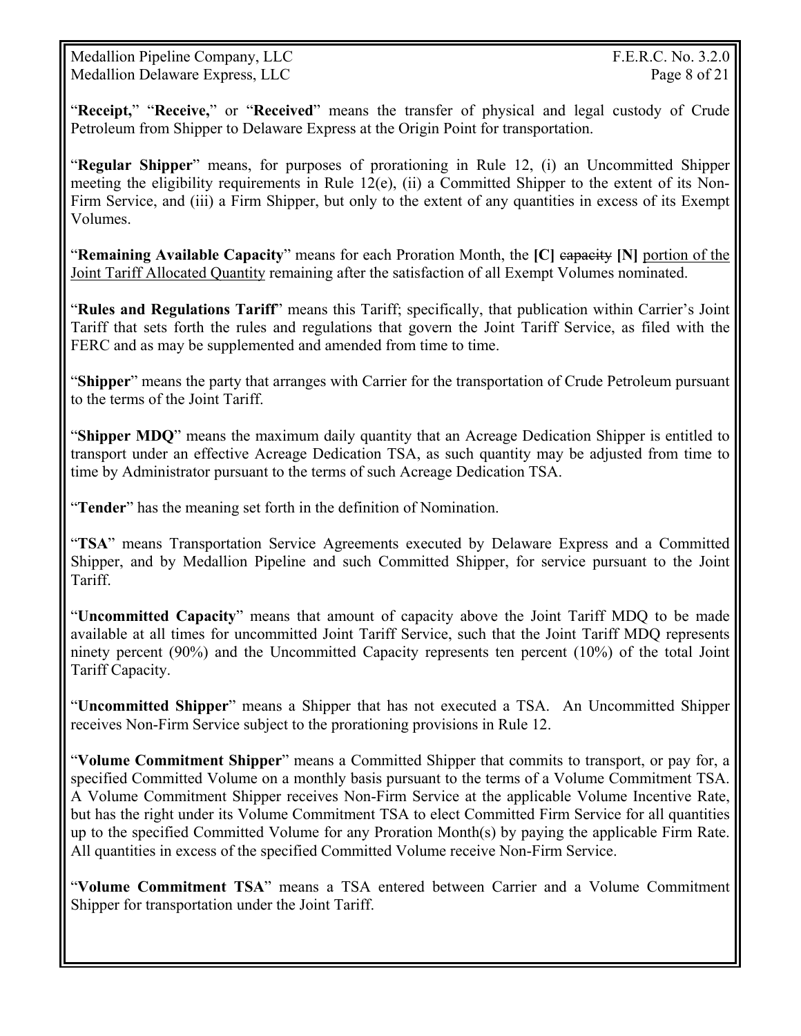"**Receipt,**" "**Receive,**" or "**Received**" means the transfer of physical and legal custody of Crude Petroleum from Shipper to Delaware Express at the Origin Point for transportation.

"**Regular Shipper**" means, for purposes of prorationing in Rule 12, (i) an Uncommitted Shipper meeting the eligibility requirements in Rule 12(e), (ii) a Committed Shipper to the extent of its Non-Firm Service, and (iii) a Firm Shipper, but only to the extent of any quantities in excess of its Exempt Volumes.

"**Remaining Available Capacity**" means for each Proration Month, the **[C]** ~~capacity~~ **[N]** <u>portion of the Joint Tariff Allocated Quantity</u> remaining after the satisfaction of all Exempt Volumes nominated.

"**Rules and Regulations Tariff**" means this Tariff; specifically, that publication within Carrier's Joint Tariff that sets forth the rules and regulations that govern the Joint Tariff Service, as filed with the FERC and as may be supplemented and amended from time to time.

"**Shipper**" means the party that arranges with Carrier for the transportation of Crude Petroleum pursuant to the terms of the Joint Tariff.

"**Shipper MDQ**" means the maximum daily quantity that an Acreage Dedication Shipper is entitled to transport under an effective Acreage Dedication TSA, as such quantity may be adjusted from time to time by Administrator pursuant to the terms of such Acreage Dedication TSA.

"**Tender**" has the meaning set forth in the definition of Nomination.

"**TSA**" means Transportation Service Agreements executed by Delaware Express and a Committed Shipper, and by Medallion Pipeline and such Committed Shipper, for service pursuant to the Joint Tariff.

"**Uncommitted Capacity**" means that amount of capacity above the Joint Tariff MDQ to be made available at all times for uncommitted Joint Tariff Service, such that the Joint Tariff MDQ represents ninety percent (90%) and the Uncommitted Capacity represents ten percent (10%) of the total Joint Tariff Capacity.

"**Uncommitted Shipper**" means a Shipper that has not executed a TSA. An Uncommitted Shipper receives Non-Firm Service subject to the prorationing provisions in Rule 12.

"**Volume Commitment Shipper**" means a Committed Shipper that commits to transport, or pay for, a specified Committed Volume on a monthly basis pursuant to the terms of a Volume Commitment TSA. A Volume Commitment Shipper receives Non-Firm Service at the applicable Volume Incentive Rate, but has the right under its Volume Commitment TSA to elect Committed Firm Service for all quantities up to the specified Committed Volume for any Proration Month(s) by paying the applicable Firm Rate. All quantities in excess of the specified Committed Volume receive Non-Firm Service.

"**Volume Commitment TSA**" means a TSA entered between Carrier and a Volume Commitment Shipper for transportation under the Joint Tariff.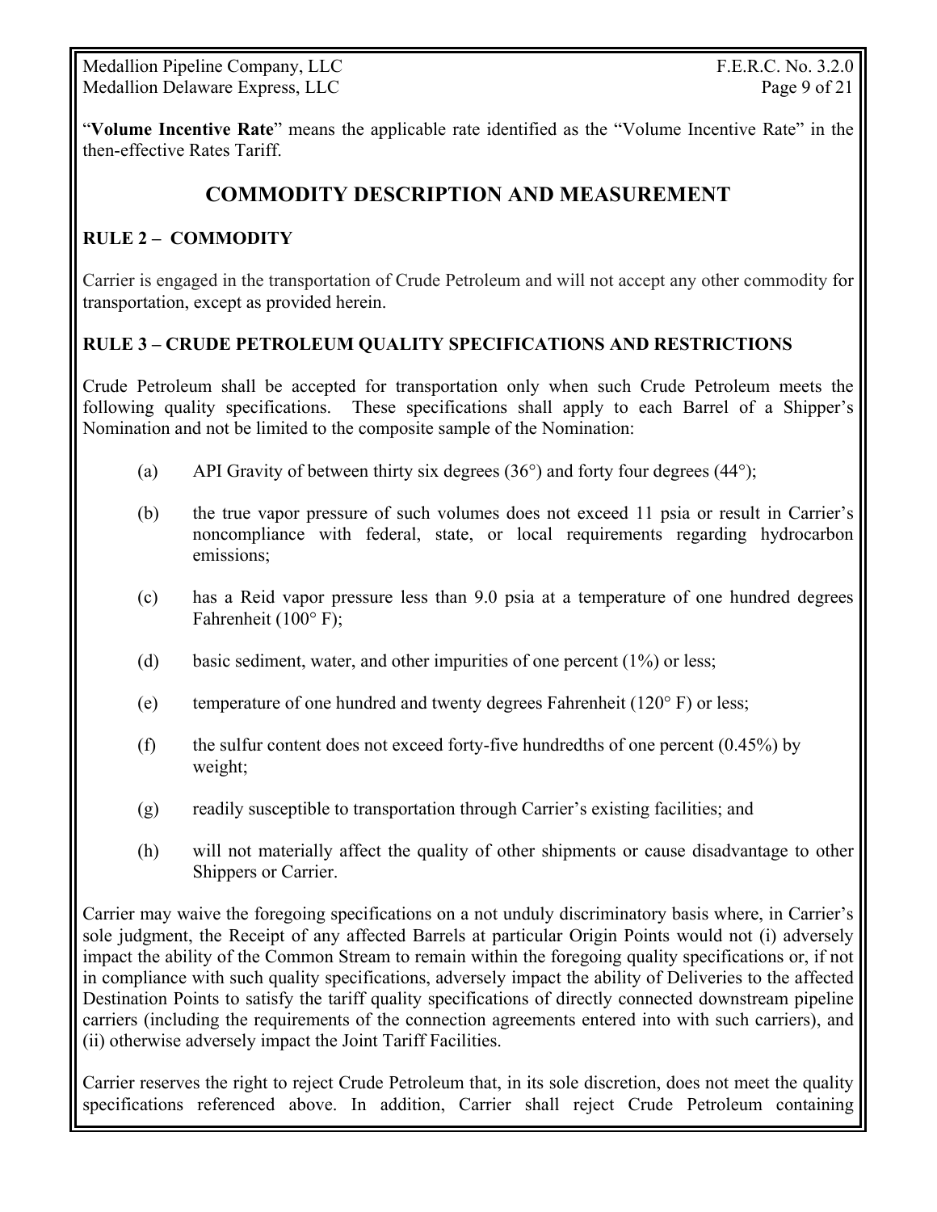"**Volume Incentive Rate**" means the applicable rate identified as the "Volume Incentive Rate" in the then-effective Rates Tariff.

## COMMODITY DESCRIPTION AND MEASUREMENT

### RULE 2 – COMMODITY

Carrier is engaged in the transportation of Crude Petroleum and will not accept any other commodity for transportation, except as provided herein.

### RULE 3 – CRUDE PETROLEUM QUALITY SPECIFICATIONS AND RESTRICTIONS

Crude Petroleum shall be accepted for transportation only when such Crude Petroleum meets the following quality specifications. These specifications shall apply to each Barrel of a Shipper's Nomination and not be limited to the composite sample of the Nomination:

(a) API Gravity of between thirty six degrees (36°) and forty four degrees (44°);

(b) the true vapor pressure of such volumes does not exceed 11 psia or result in Carrier's noncompliance with federal, state, or local requirements regarding hydrocarbon emissions;

(c) has a Reid vapor pressure less than 9.0 psia at a temperature of one hundred degrees Fahrenheit (100° F);

(d) basic sediment, water, and other impurities of one percent (1%) or less;

(e) temperature of one hundred and twenty degrees Fahrenheit (120° F) or less;

(f) the sulfur content does not exceed forty-five hundredths of one percent (0.45%) by weight;

(g) readily susceptible to transportation through Carrier's existing facilities; and

(h) will not materially affect the quality of other shipments or cause disadvantage to other Shippers or Carrier.

Carrier may waive the foregoing specifications on a not unduly discriminatory basis where, in Carrier's sole judgment, the Receipt of any affected Barrels at particular Origin Points would not (i) adversely impact the ability of the Common Stream to remain within the foregoing quality specifications or, if not in compliance with such quality specifications, adversely impact the ability of Deliveries to the affected Destination Points to satisfy the tariff quality specifications of directly connected downstream pipeline carriers (including the requirements of the connection agreements entered into with such carriers), and (ii) otherwise adversely impact the Joint Tariff Facilities.

Carrier reserves the right to reject Crude Petroleum that, in its sole discretion, does not meet the quality specifications referenced above. In addition, Carrier shall reject Crude Petroleum containing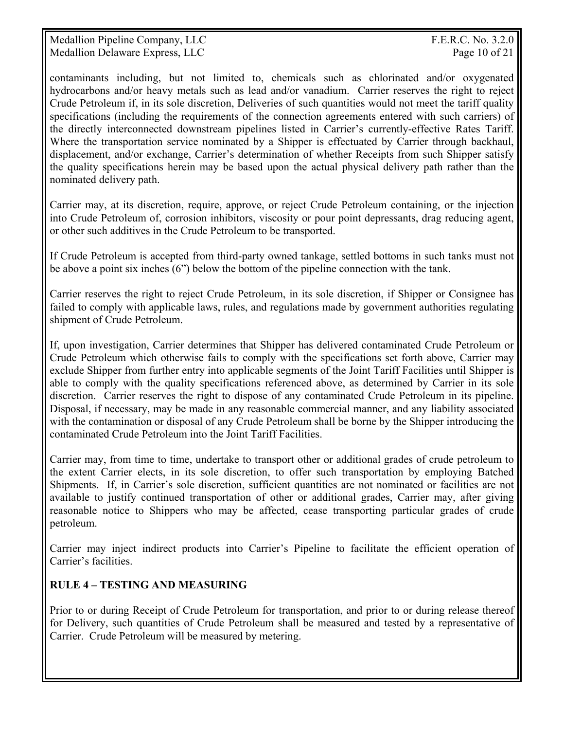contaminants including, but not limited to, chemicals such as chlorinated and/or oxygenated hydrocarbons and/or heavy metals such as lead and/or vanadium. Carrier reserves the right to reject Crude Petroleum if, in its sole discretion, Deliveries of such quantities would not meet the tariff quality specifications (including the requirements of the connection agreements entered with such carriers) of the directly interconnected downstream pipelines listed in Carrier's currently-effective Rates Tariff. Where the transportation service nominated by a Shipper is effectuated by Carrier through backhaul, displacement, and/or exchange, Carrier's determination of whether Receipts from such Shipper satisfy the quality specifications herein may be based upon the actual physical delivery path rather than the nominated delivery path.

Carrier may, at its discretion, require, approve, or reject Crude Petroleum containing, or the injection into Crude Petroleum of, corrosion inhibitors, viscosity or pour point depressants, drag reducing agent, or other such additives in the Crude Petroleum to be transported.

If Crude Petroleum is accepted from third-party owned tankage, settled bottoms in such tanks must not be above a point six inches (6") below the bottom of the pipeline connection with the tank.

Carrier reserves the right to reject Crude Petroleum, in its sole discretion, if Shipper or Consignee has failed to comply with applicable laws, rules, and regulations made by government authorities regulating shipment of Crude Petroleum.

If, upon investigation, Carrier determines that Shipper has delivered contaminated Crude Petroleum or Crude Petroleum which otherwise fails to comply with the specifications set forth above, Carrier may exclude Shipper from further entry into applicable segments of the Joint Tariff Facilities until Shipper is able to comply with the quality specifications referenced above, as determined by Carrier in its sole discretion. Carrier reserves the right to dispose of any contaminated Crude Petroleum in its pipeline. Disposal, if necessary, may be made in any reasonable commercial manner, and any liability associated with the contamination or disposal of any Crude Petroleum shall be borne by the Shipper introducing the contaminated Crude Petroleum into the Joint Tariff Facilities.

Carrier may, from time to time, undertake to transport other or additional grades of crude petroleum to the extent Carrier elects, in its sole discretion, to offer such transportation by employing Batched Shipments. If, in Carrier's sole discretion, sufficient quantities are not nominated or facilities are not available to justify continued transportation of other or additional grades, Carrier may, after giving reasonable notice to Shippers who may be affected, cease transporting particular grades of crude petroleum.

Carrier may inject indirect products into Carrier's Pipeline to facilitate the efficient operation of Carrier's facilities.

## RULE 4 – TESTING AND MEASURING

Prior to or during Receipt of Crude Petroleum for transportation, and prior to or during release thereof for Delivery, such quantities of Crude Petroleum shall be measured and tested by a representative of Carrier. Crude Petroleum will be measured by metering.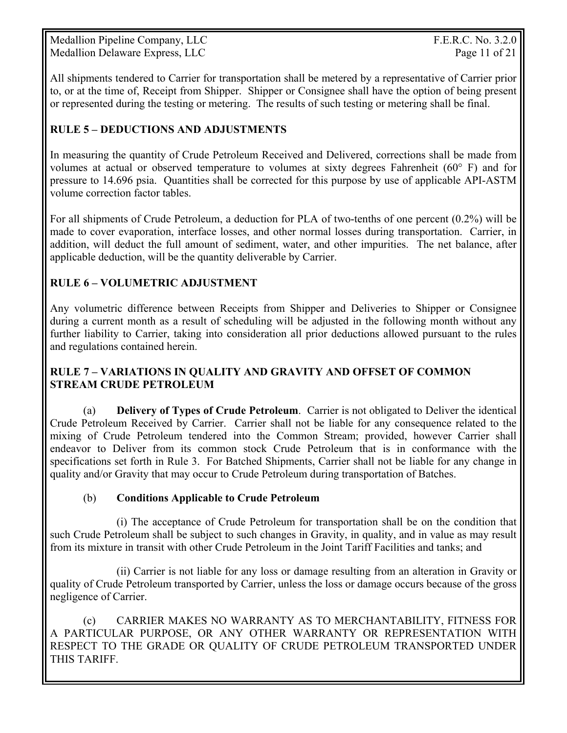All shipments tendered to Carrier for transportation shall be metered by a representative of Carrier prior to, or at the time of, Receipt from Shipper. Shipper or Consignee shall have the option of being present or represented during the testing or metering. The results of such testing or metering shall be final.

## RULE 5 – DEDUCTIONS AND ADJUSTMENTS

In measuring the quantity of Crude Petroleum Received and Delivered, corrections shall be made from volumes at actual or observed temperature to volumes at sixty degrees Fahrenheit (60° F) and for pressure to 14.696 psia. Quantities shall be corrected for this purpose by use of applicable API-ASTM volume correction factor tables.

For all shipments of Crude Petroleum, a deduction for PLA of two-tenths of one percent (0.2%) will be made to cover evaporation, interface losses, and other normal losses during transportation. Carrier, in addition, will deduct the full amount of sediment, water, and other impurities. The net balance, after applicable deduction, will be the quantity deliverable by Carrier.

## RULE 6 – VOLUMETRIC ADJUSTMENT

Any volumetric difference between Receipts from Shipper and Deliveries to Shipper or Consignee during a current month as a result of scheduling will be adjusted in the following month without any further liability to Carrier, taking into consideration all prior deductions allowed pursuant to the rules and regulations contained herein.

## RULE 7 – VARIATIONS IN QUALITY AND GRAVITY AND OFFSET OF COMMON STREAM CRUDE PETROLEUM

(a) **Delivery of Types of Crude Petroleum**. Carrier is not obligated to Deliver the identical Crude Petroleum Received by Carrier. Carrier shall not be liable for any consequence related to the mixing of Crude Petroleum tendered into the Common Stream; provided, however Carrier shall endeavor to Deliver from its common stock Crude Petroleum that is in conformance with the specifications set forth in Rule 3. For Batched Shipments, Carrier shall not be liable for any change in quality and/or Gravity that may occur to Crude Petroleum during transportation of Batches.

(b) **Conditions Applicable to Crude Petroleum**

(i) The acceptance of Crude Petroleum for transportation shall be on the condition that such Crude Petroleum shall be subject to such changes in Gravity, in quality, and in value as may result from its mixture in transit with other Crude Petroleum in the Joint Tariff Facilities and tanks; and

(ii) Carrier is not liable for any loss or damage resulting from an alteration in Gravity or quality of Crude Petroleum transported by Carrier, unless the loss or damage occurs because of the gross negligence of Carrier.

(c) CARRIER MAKES NO WARRANTY AS TO MERCHANTABILITY, FITNESS FOR A PARTICULAR PURPOSE, OR ANY OTHER WARRANTY OR REPRESENTATION WITH RESPECT TO THE GRADE OR QUALITY OF CRUDE PETROLEUM TRANSPORTED UNDER THIS TARIFF.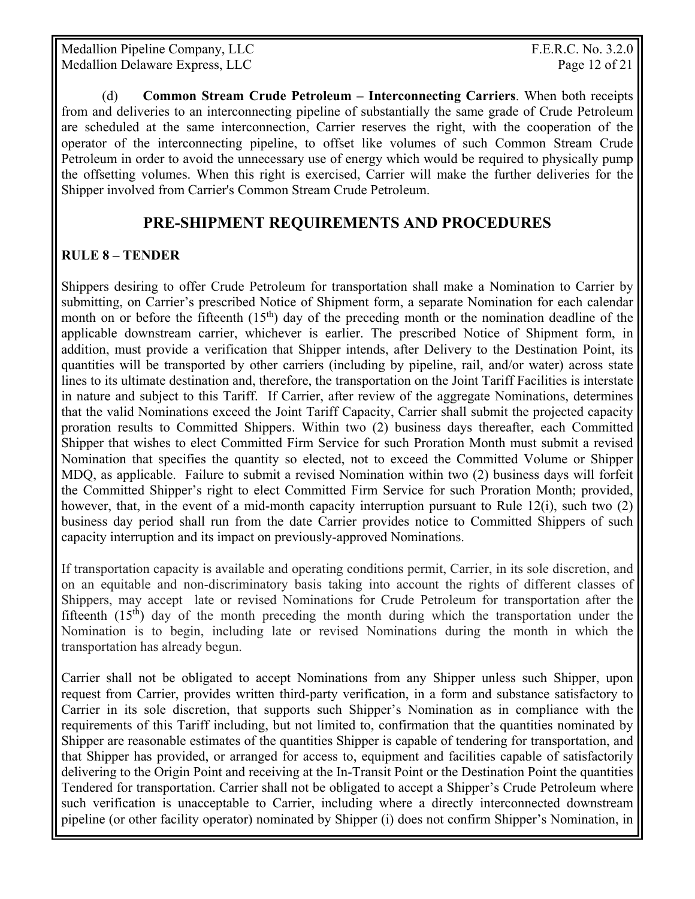(d) **Common Stream Crude Petroleum – Interconnecting Carriers**. When both receipts from and deliveries to an interconnecting pipeline of substantially the same grade of Crude Petroleum are scheduled at the same interconnection, Carrier reserves the right, with the cooperation of the operator of the interconnecting pipeline, to offset like volumes of such Common Stream Crude Petroleum in order to avoid the unnecessary use of energy which would be required to physically pump the offsetting volumes. When this right is exercised, Carrier will make the further deliveries for the Shipper involved from Carrier's Common Stream Crude Petroleum.

## PRE-SHIPMENT REQUIREMENTS AND PROCEDURES

### RULE 8 – TENDER

Shippers desiring to offer Crude Petroleum for transportation shall make a Nomination to Carrier by submitting, on Carrier's prescribed Notice of Shipment form, a separate Nomination for each calendar month on or before the fifteenth (15th) day of the preceding month or the nomination deadline of the applicable downstream carrier, whichever is earlier. The prescribed Notice of Shipment form, in addition, must provide a verification that Shipper intends, after Delivery to the Destination Point, its quantities will be transported by other carriers (including by pipeline, rail, and/or water) across state lines to its ultimate destination and, therefore, the transportation on the Joint Tariff Facilities is interstate in nature and subject to this Tariff. If Carrier, after review of the aggregate Nominations, determines that the valid Nominations exceed the Joint Tariff Capacity, Carrier shall submit the projected capacity proration results to Committed Shippers. Within two (2) business days thereafter, each Committed Shipper that wishes to elect Committed Firm Service for such Proration Month must submit a revised Nomination that specifies the quantity so elected, not to exceed the Committed Volume or Shipper MDQ, as applicable. Failure to submit a revised Nomination within two (2) business days will forfeit the Committed Shipper's right to elect Committed Firm Service for such Proration Month; provided, however, that, in the event of a mid-month capacity interruption pursuant to Rule 12(i), such two (2) business day period shall run from the date Carrier provides notice to Committed Shippers of such capacity interruption and its impact on previously-approved Nominations.

If transportation capacity is available and operating conditions permit, Carrier, in its sole discretion, and on an equitable and non-discriminatory basis taking into account the rights of different classes of Shippers, may accept late or revised Nominations for Crude Petroleum for transportation after the fifteenth (15th) day of the month preceding the month during which the transportation under the Nomination is to begin, including late or revised Nominations during the month in which the transportation has already begun.

Carrier shall not be obligated to accept Nominations from any Shipper unless such Shipper, upon request from Carrier, provides written third-party verification, in a form and substance satisfactory to Carrier in its sole discretion, that supports such Shipper's Nomination as in compliance with the requirements of this Tariff including, but not limited to, confirmation that the quantities nominated by Shipper are reasonable estimates of the quantities Shipper is capable of tendering for transportation, and that Shipper has provided, or arranged for access to, equipment and facilities capable of satisfactorily delivering to the Origin Point and receiving at the In-Transit Point or the Destination Point the quantities Tendered for transportation. Carrier shall not be obligated to accept a Shipper's Crude Petroleum where such verification is unacceptable to Carrier, including where a directly interconnected downstream pipeline (or other facility operator) nominated by Shipper (i) does not confirm Shipper's Nomination, in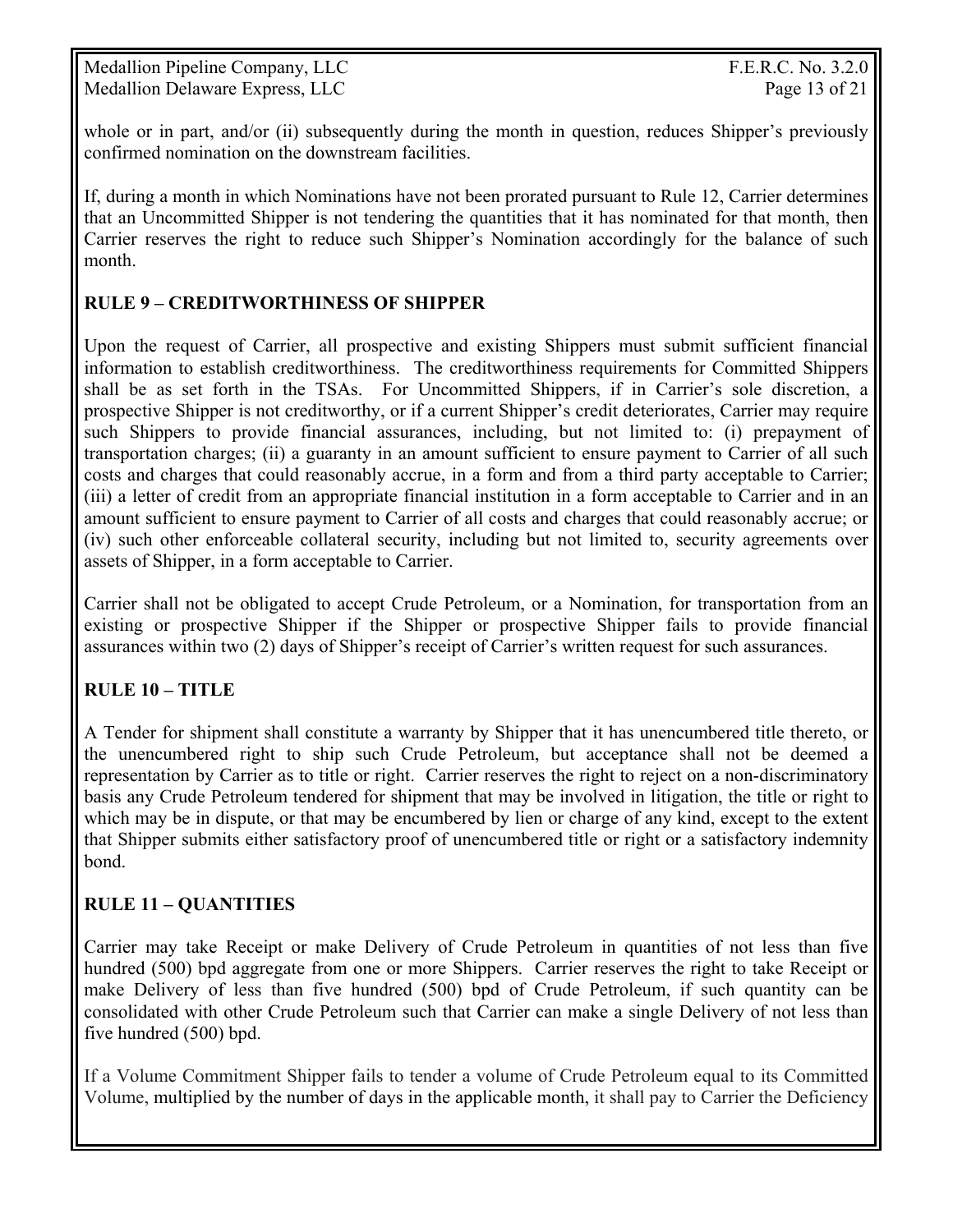whole or in part, and/or (ii) subsequently during the month in question, reduces Shipper's previously confirmed nomination on the downstream facilities.

If, during a month in which Nominations have not been prorated pursuant to Rule 12, Carrier determines that an Uncommitted Shipper is not tendering the quantities that it has nominated for that month, then Carrier reserves the right to reduce such Shipper's Nomination accordingly for the balance of such month.

## RULE 9 – CREDITWORTHINESS OF SHIPPER

Upon the request of Carrier, all prospective and existing Shippers must submit sufficient financial information to establish creditworthiness. The creditworthiness requirements for Committed Shippers shall be as set forth in the TSAs. For Uncommitted Shippers, if in Carrier's sole discretion, a prospective Shipper is not creditworthy, or if a current Shipper's credit deteriorates, Carrier may require such Shippers to provide financial assurances, including, but not limited to: (i) prepayment of transportation charges; (ii) a guaranty in an amount sufficient to ensure payment to Carrier of all such costs and charges that could reasonably accrue, in a form and from a third party acceptable to Carrier; (iii) a letter of credit from an appropriate financial institution in a form acceptable to Carrier and in an amount sufficient to ensure payment to Carrier of all costs and charges that could reasonably accrue; or (iv) such other enforceable collateral security, including but not limited to, security agreements over assets of Shipper, in a form acceptable to Carrier.

Carrier shall not be obligated to accept Crude Petroleum, or a Nomination, for transportation from an existing or prospective Shipper if the Shipper or prospective Shipper fails to provide financial assurances within two (2) days of Shipper's receipt of Carrier's written request for such assurances.

## RULE 10 – TITLE

A Tender for shipment shall constitute a warranty by Shipper that it has unencumbered title thereto, or the unencumbered right to ship such Crude Petroleum, but acceptance shall not be deemed a representation by Carrier as to title or right. Carrier reserves the right to reject on a non-discriminatory basis any Crude Petroleum tendered for shipment that may be involved in litigation, the title or right to which may be in dispute, or that may be encumbered by lien or charge of any kind, except to the extent that Shipper submits either satisfactory proof of unencumbered title or right or a satisfactory indemnity bond.

## RULE 11 – QUANTITIES

Carrier may take Receipt or make Delivery of Crude Petroleum in quantities of not less than five hundred (500) bpd aggregate from one or more Shippers. Carrier reserves the right to take Receipt or make Delivery of less than five hundred (500) bpd of Crude Petroleum, if such quantity can be consolidated with other Crude Petroleum such that Carrier can make a single Delivery of not less than five hundred (500) bpd.

If a Volume Commitment Shipper fails to tender a volume of Crude Petroleum equal to its Committed Volume, multiplied by the number of days in the applicable month, it shall pay to Carrier the Deficiency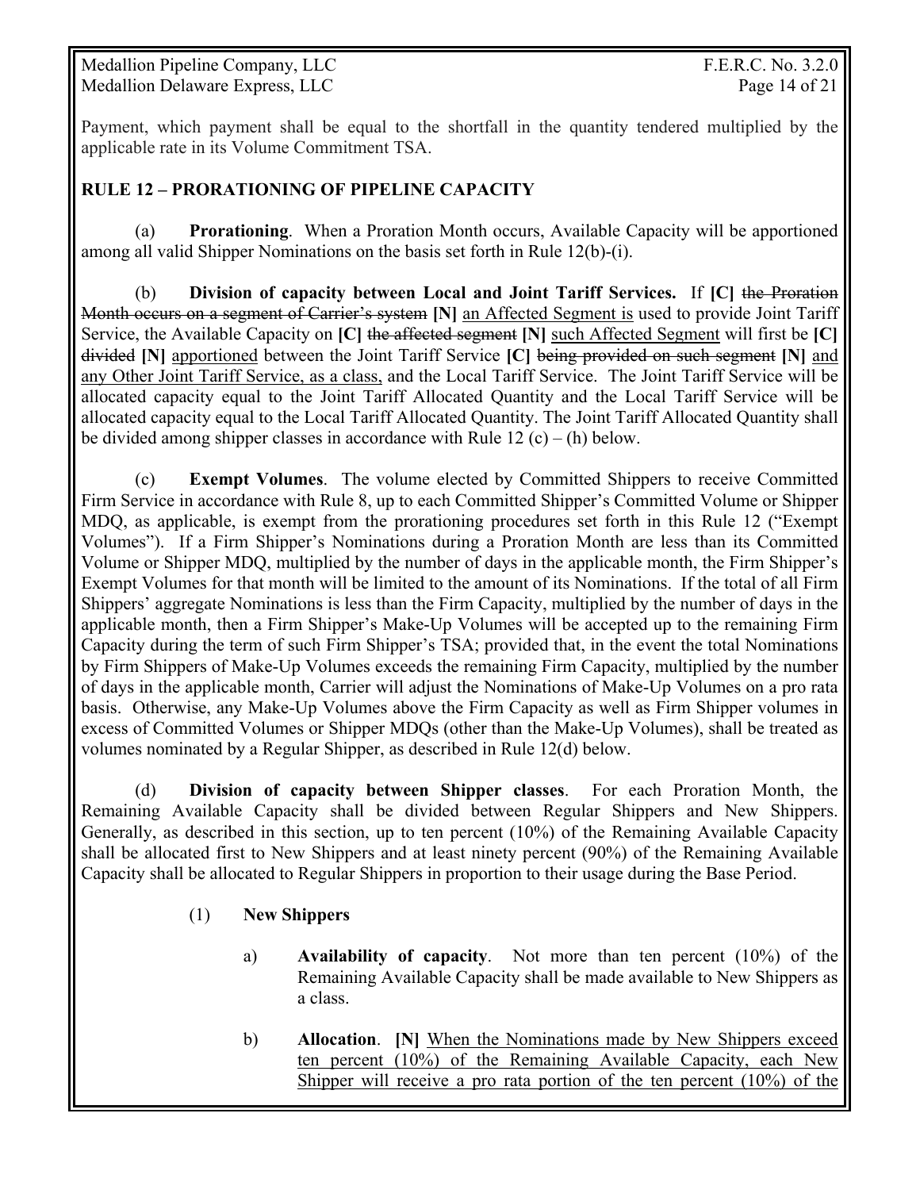Payment, which payment shall be equal to the shortfall in the quantity tendered multiplied by the applicable rate in its Volume Commitment TSA.

## RULE 12 – PRORATIONING OF PIPELINE CAPACITY

(a) **Prorationing**. When a Proration Month occurs, Available Capacity will be apportioned among all valid Shipper Nominations on the basis set forth in Rule 12(b)-(i).

(b) **Division of capacity between Local and Joint Tariff Services.** If **[C]** ~~the Proration Month occurs on a segment of Carrier's system~~ **[N]** an Affected Segment is used to provide Joint Tariff Service, the Available Capacity on **[C]** ~~the affected segment~~ **[N]** such Affected Segment will first be **[C]** ~~divided~~ **[N]** apportioned between the Joint Tariff Service **[C]** ~~being provided on such segment~~ **[N]** and any Other Joint Tariff Service, as a class, and the Local Tariff Service. The Joint Tariff Service will be allocated capacity equal to the Joint Tariff Allocated Quantity and the Local Tariff Service will be allocated capacity equal to the Local Tariff Allocated Quantity. The Joint Tariff Allocated Quantity shall be divided among shipper classes in accordance with Rule 12 (c) – (h) below.

(c) **Exempt Volumes**. The volume elected by Committed Shippers to receive Committed Firm Service in accordance with Rule 8, up to each Committed Shipper's Committed Volume or Shipper MDQ, as applicable, is exempt from the prorationing procedures set forth in this Rule 12 ("Exempt Volumes"). If a Firm Shipper's Nominations during a Proration Month are less than its Committed Volume or Shipper MDQ, multiplied by the number of days in the applicable month, the Firm Shipper's Exempt Volumes for that month will be limited to the amount of its Nominations. If the total of all Firm Shippers' aggregate Nominations is less than the Firm Capacity, multiplied by the number of days in the applicable month, then a Firm Shipper's Make-Up Volumes will be accepted up to the remaining Firm Capacity during the term of such Firm Shipper's TSA; provided that, in the event the total Nominations by Firm Shippers of Make-Up Volumes exceeds the remaining Firm Capacity, multiplied by the number of days in the applicable month, Carrier will adjust the Nominations of Make-Up Volumes on a pro rata basis. Otherwise, any Make-Up Volumes above the Firm Capacity as well as Firm Shipper volumes in excess of Committed Volumes or Shipper MDQs (other than the Make-Up Volumes), shall be treated as volumes nominated by a Regular Shipper, as described in Rule 12(d) below.

(d) **Division of capacity between Shipper classes**. For each Proration Month, the Remaining Available Capacity shall be divided between Regular Shippers and New Shippers. Generally, as described in this section, up to ten percent (10%) of the Remaining Available Capacity shall be allocated first to New Shippers and at least ninety percent (90%) of the Remaining Available Capacity shall be allocated to Regular Shippers in proportion to their usage during the Base Period.

(1) **New Shippers**

a) **Availability of capacity**. Not more than ten percent (10%) of the Remaining Available Capacity shall be made available to New Shippers as a class.

b) **Allocation**. **[N]** When the Nominations made by New Shippers exceed ten percent (10%) of the Remaining Available Capacity, each New Shipper will receive a pro rata portion of the ten percent (10%) of the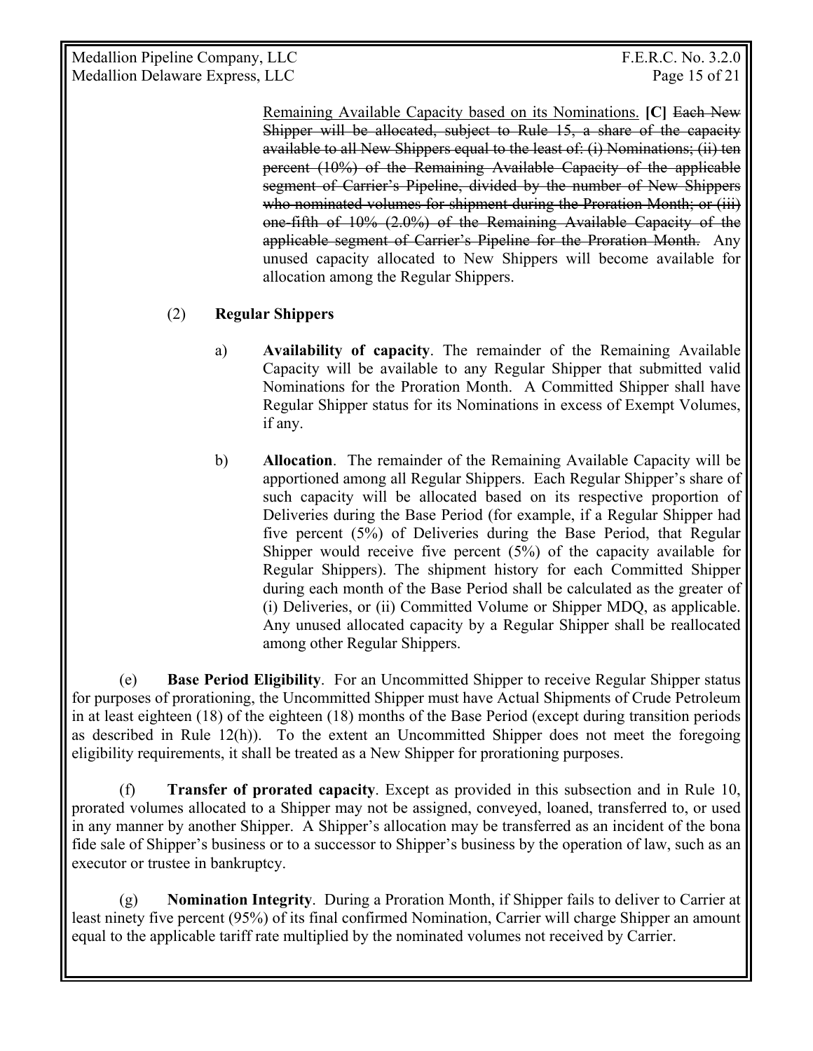Remaining Available Capacity based on its Nominations. **[C]** ~~Each New Shipper will be allocated, subject to Rule 15, a share of the capacity available to all New Shippers equal to the least of: (i) Nominations; (ii) ten percent (10%) of the Remaining Available Capacity of the applicable segment of Carrier's Pipeline, divided by the number of New Shippers who nominated volumes for shipment during the Proration Month; or (iii) one-fifth of 10% (2.0%) of the Remaining Available Capacity of the applicable segment of Carrier's Pipeline for the Proration Month.~~ Any unused capacity allocated to New Shippers will become available for allocation among the Regular Shippers.

(2) **Regular Shippers**

a) **Availability of capacity**. The remainder of the Remaining Available Capacity will be available to any Regular Shipper that submitted valid Nominations for the Proration Month. A Committed Shipper shall have Regular Shipper status for its Nominations in excess of Exempt Volumes, if any.

b) **Allocation**. The remainder of the Remaining Available Capacity will be apportioned among all Regular Shippers. Each Regular Shipper's share of such capacity will be allocated based on its respective proportion of Deliveries during the Base Period (for example, if a Regular Shipper had five percent (5%) of Deliveries during the Base Period, that Regular Shipper would receive five percent (5%) of the capacity available for Regular Shippers). The shipment history for each Committed Shipper during each month of the Base Period shall be calculated as the greater of (i) Deliveries, or (ii) Committed Volume or Shipper MDQ, as applicable. Any unused allocated capacity by a Regular Shipper shall be reallocated among other Regular Shippers.

(e) **Base Period Eligibility**. For an Uncommitted Shipper to receive Regular Shipper status for purposes of prorationing, the Uncommitted Shipper must have Actual Shipments of Crude Petroleum in at least eighteen (18) of the eighteen (18) months of the Base Period (except during transition periods as described in Rule 12(h)). To the extent an Uncommitted Shipper does not meet the foregoing eligibility requirements, it shall be treated as a New Shipper for prorationing purposes.

(f) **Transfer of prorated capacity**. Except as provided in this subsection and in Rule 10, prorated volumes allocated to a Shipper may not be assigned, conveyed, loaned, transferred to, or used in any manner by another Shipper. A Shipper's allocation may be transferred as an incident of the bona fide sale of Shipper's business or to a successor to Shipper's business by the operation of law, such as an executor or trustee in bankruptcy.

(g) **Nomination Integrity**. During a Proration Month, if Shipper fails to deliver to Carrier at least ninety five percent (95%) of its final confirmed Nomination, Carrier will charge Shipper an amount equal to the applicable tariff rate multiplied by the nominated volumes not received by Carrier.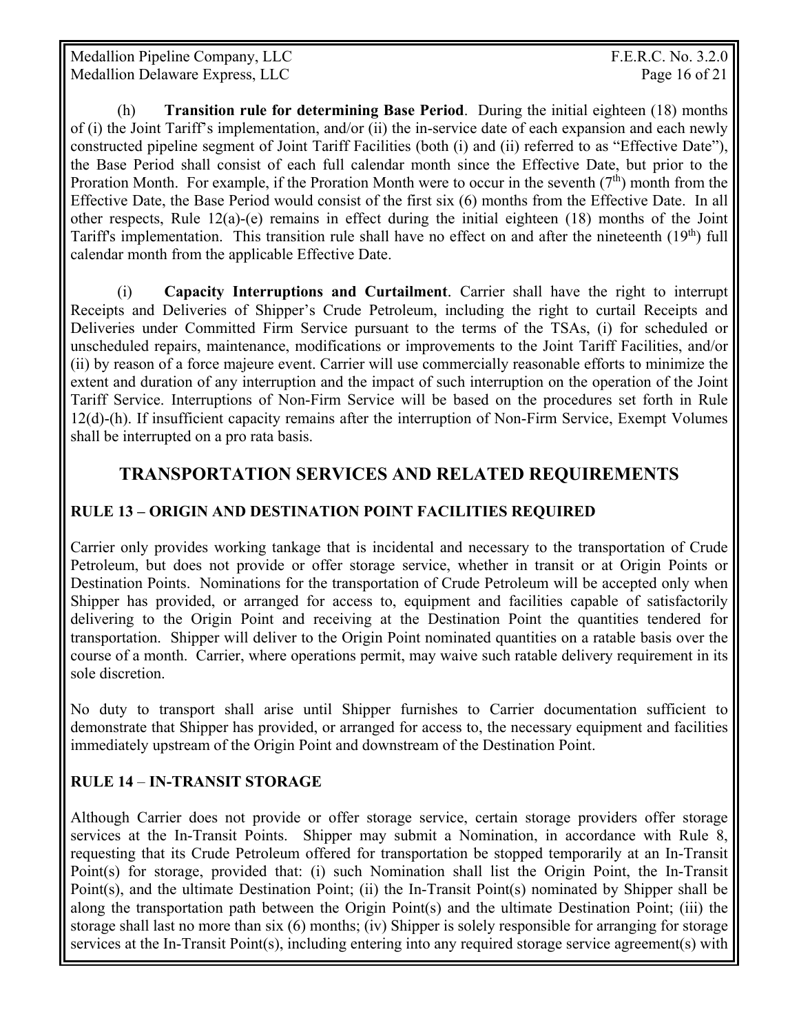(h) **Transition rule for determining Base Period**. During the initial eighteen (18) months of (i) the Joint Tariff's implementation, and/or (ii) the in-service date of each expansion and each newly constructed pipeline segment of Joint Tariff Facilities (both (i) and (ii) referred to as "Effective Date"), the Base Period shall consist of each full calendar month since the Effective Date, but prior to the Proration Month. For example, if the Proration Month were to occur in the seventh (7th) month from the Effective Date, the Base Period would consist of the first six (6) months from the Effective Date. In all other respects, Rule 12(a)-(e) remains in effect during the initial eighteen (18) months of the Joint Tariff's implementation. This transition rule shall have no effect on and after the nineteenth (19th) full calendar month from the applicable Effective Date.

(i) **Capacity Interruptions and Curtailment**. Carrier shall have the right to interrupt Receipts and Deliveries of Shipper's Crude Petroleum, including the right to curtail Receipts and Deliveries under Committed Firm Service pursuant to the terms of the TSAs, (i) for scheduled or unscheduled repairs, maintenance, modifications or improvements to the Joint Tariff Facilities, and/or (ii) by reason of a force majeure event. Carrier will use commercially reasonable efforts to minimize the extent and duration of any interruption and the impact of such interruption on the operation of the Joint Tariff Service. Interruptions of Non-Firm Service will be based on the procedures set forth in Rule 12(d)-(h). If insufficient capacity remains after the interruption of Non-Firm Service, Exempt Volumes shall be interrupted on a pro rata basis.

## TRANSPORTATION SERVICES AND RELATED REQUIREMENTS

### RULE 13 – ORIGIN AND DESTINATION POINT FACILITIES REQUIRED

Carrier only provides working tankage that is incidental and necessary to the transportation of Crude Petroleum, but does not provide or offer storage service, whether in transit or at Origin Points or Destination Points. Nominations for the transportation of Crude Petroleum will be accepted only when Shipper has provided, or arranged for access to, equipment and facilities capable of satisfactorily delivering to the Origin Point and receiving at the Destination Point the quantities tendered for transportation. Shipper will deliver to the Origin Point nominated quantities on a ratable basis over the course of a month. Carrier, where operations permit, may waive such ratable delivery requirement in its sole discretion.

No duty to transport shall arise until Shipper furnishes to Carrier documentation sufficient to demonstrate that Shipper has provided, or arranged for access to, the necessary equipment and facilities immediately upstream of the Origin Point and downstream of the Destination Point.

### RULE 14 – IN-TRANSIT STORAGE

Although Carrier does not provide or offer storage service, certain storage providers offer storage services at the In-Transit Points. Shipper may submit a Nomination, in accordance with Rule 8, requesting that its Crude Petroleum offered for transportation be stopped temporarily at an In-Transit Point(s) for storage, provided that: (i) such Nomination shall list the Origin Point, the In-Transit Point(s), and the ultimate Destination Point; (ii) the In-Transit Point(s) nominated by Shipper shall be along the transportation path between the Origin Point(s) and the ultimate Destination Point; (iii) the storage shall last no more than six (6) months; (iv) Shipper is solely responsible for arranging for storage services at the In-Transit Point(s), including entering into any required storage service agreement(s) with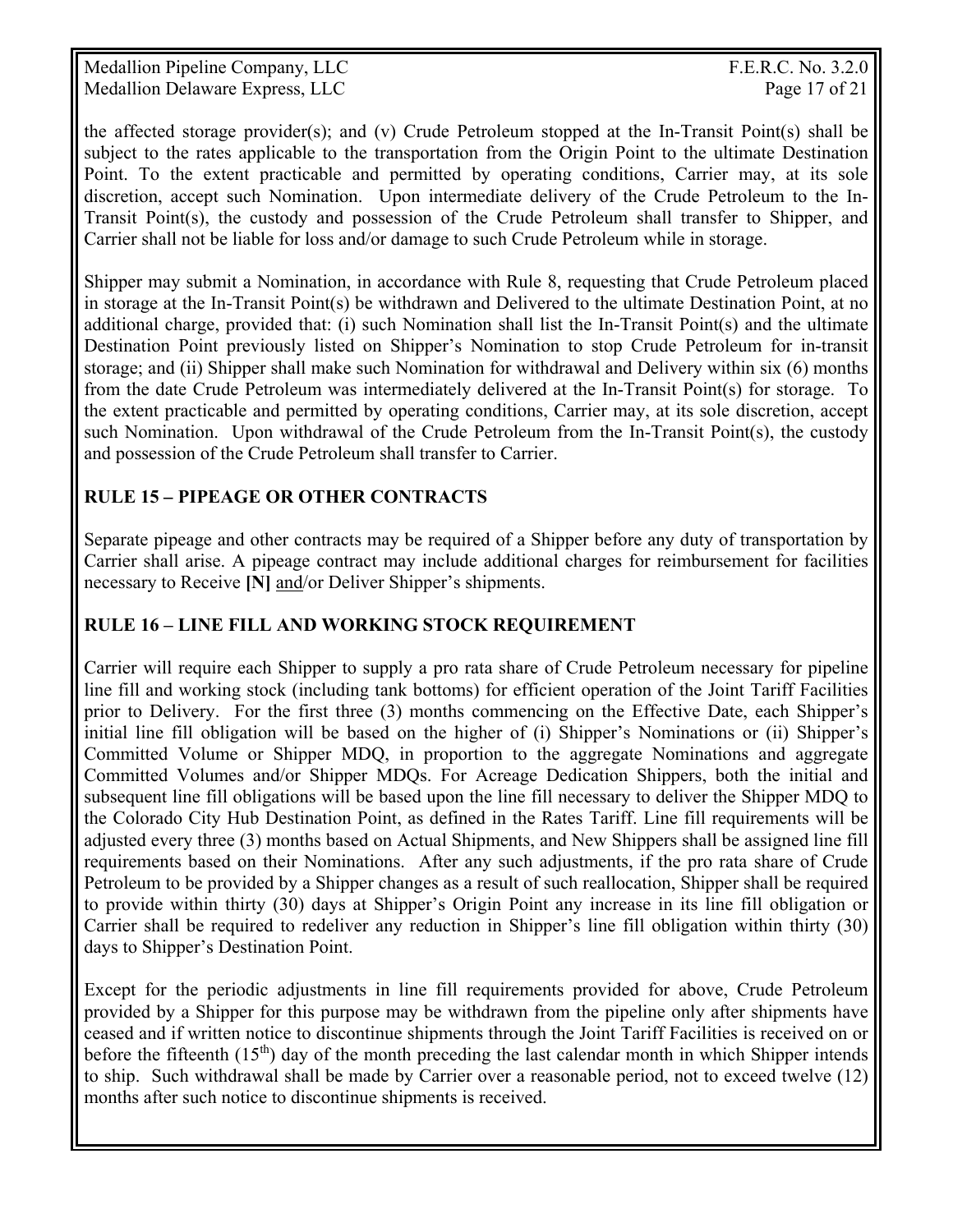the affected storage provider(s); and (v) Crude Petroleum stopped at the In-Transit Point(s) shall be subject to the rates applicable to the transportation from the Origin Point to the ultimate Destination Point. To the extent practicable and permitted by operating conditions, Carrier may, at its sole discretion, accept such Nomination. Upon intermediate delivery of the Crude Petroleum to the In-Transit Point(s), the custody and possession of the Crude Petroleum shall transfer to Shipper, and Carrier shall not be liable for loss and/or damage to such Crude Petroleum while in storage.

Shipper may submit a Nomination, in accordance with Rule 8, requesting that Crude Petroleum placed in storage at the In-Transit Point(s) be withdrawn and Delivered to the ultimate Destination Point, at no additional charge, provided that: (i) such Nomination shall list the In-Transit Point(s) and the ultimate Destination Point previously listed on Shipper's Nomination to stop Crude Petroleum for in-transit storage; and (ii) Shipper shall make such Nomination for withdrawal and Delivery within six (6) months from the date Crude Petroleum was intermediately delivered at the In-Transit Point(s) for storage. To the extent practicable and permitted by operating conditions, Carrier may, at its sole discretion, accept such Nomination. Upon withdrawal of the Crude Petroleum from the In-Transit Point(s), the custody and possession of the Crude Petroleum shall transfer to Carrier.

## RULE 15 – PIPEAGE OR OTHER CONTRACTS

Separate pipeage and other contracts may be required of a Shipper before any duty of transportation by Carrier shall arise. A pipeage contract may include additional charges for reimbursement for facilities necessary to Receive **[N]** <u>and</u>/or Deliver Shipper's shipments.

## RULE 16 – LINE FILL AND WORKING STOCK REQUIREMENT

Carrier will require each Shipper to supply a pro rata share of Crude Petroleum necessary for pipeline line fill and working stock (including tank bottoms) for efficient operation of the Joint Tariff Facilities prior to Delivery. For the first three (3) months commencing on the Effective Date, each Shipper's initial line fill obligation will be based on the higher of (i) Shipper's Nominations or (ii) Shipper's Committed Volume or Shipper MDQ, in proportion to the aggregate Nominations and aggregate Committed Volumes and/or Shipper MDQs. For Acreage Dedication Shippers, both the initial and subsequent line fill obligations will be based upon the line fill necessary to deliver the Shipper MDQ to the Colorado City Hub Destination Point, as defined in the Rates Tariff. Line fill requirements will be adjusted every three (3) months based on Actual Shipments, and New Shippers shall be assigned line fill requirements based on their Nominations. After any such adjustments, if the pro rata share of Crude Petroleum to be provided by a Shipper changes as a result of such reallocation, Shipper shall be required to provide within thirty (30) days at Shipper's Origin Point any increase in its line fill obligation or Carrier shall be required to redeliver any reduction in Shipper's line fill obligation within thirty (30) days to Shipper's Destination Point.

Except for the periodic adjustments in line fill requirements provided for above, Crude Petroleum provided by a Shipper for this purpose may be withdrawn from the pipeline only after shipments have ceased and if written notice to discontinue shipments through the Joint Tariff Facilities is received on or before the fifteenth (15th) day of the month preceding the last calendar month in which Shipper intends to ship. Such withdrawal shall be made by Carrier over a reasonable period, not to exceed twelve (12) months after such notice to discontinue shipments is received.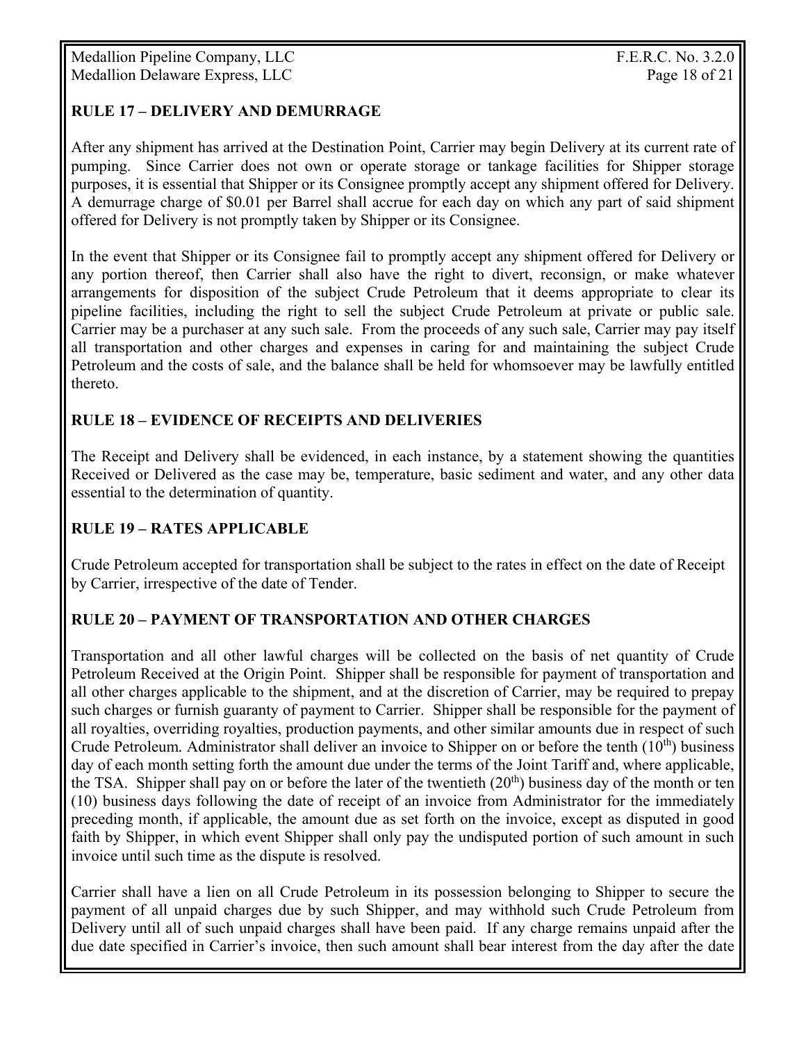## RULE 17 – DELIVERY AND DEMURRAGE

After any shipment has arrived at the Destination Point, Carrier may begin Delivery at its current rate of pumping. Since Carrier does not own or operate storage or tankage facilities for Shipper storage purposes, it is essential that Shipper or its Consignee promptly accept any shipment offered for Delivery. A demurrage charge of $0.01 per Barrel shall accrue for each day on which any part of said shipment offered for Delivery is not promptly taken by Shipper or its Consignee.

In the event that Shipper or its Consignee fail to promptly accept any shipment offered for Delivery or any portion thereof, then Carrier shall also have the right to divert, reconsign, or make whatever arrangements for disposition of the subject Crude Petroleum that it deems appropriate to clear its pipeline facilities, including the right to sell the subject Crude Petroleum at private or public sale. Carrier may be a purchaser at any such sale. From the proceeds of any such sale, Carrier may pay itself all transportation and other charges and expenses in caring for and maintaining the subject Crude Petroleum and the costs of sale, and the balance shall be held for whomsoever may be lawfully entitled thereto.

## RULE 18 – EVIDENCE OF RECEIPTS AND DELIVERIES

The Receipt and Delivery shall be evidenced, in each instance, by a statement showing the quantities Received or Delivered as the case may be, temperature, basic sediment and water, and any other data essential to the determination of quantity.

## RULE 19 – RATES APPLICABLE

Crude Petroleum accepted for transportation shall be subject to the rates in effect on the date of Receipt by Carrier, irrespective of the date of Tender.

## RULE 20 – PAYMENT OF TRANSPORTATION AND OTHER CHARGES

Transportation and all other lawful charges will be collected on the basis of net quantity of Crude Petroleum Received at the Origin Point. Shipper shall be responsible for payment of transportation and all other charges applicable to the shipment, and at the discretion of Carrier, may be required to prepay such charges or furnish guaranty of payment to Carrier. Shipper shall be responsible for the payment of all royalties, overriding royalties, production payments, and other similar amounts due in respect of such Crude Petroleum. Administrator shall deliver an invoice to Shipper on or before the tenth (10th) business day of each month setting forth the amount due under the terms of the Joint Tariff and, where applicable, the TSA. Shipper shall pay on or before the later of the twentieth (20th) business day of the month or ten (10) business days following the date of receipt of an invoice from Administrator for the immediately preceding month, if applicable, the amount due as set forth on the invoice, except as disputed in good faith by Shipper, in which event Shipper shall only pay the undisputed portion of such amount in such invoice until such time as the dispute is resolved.

Carrier shall have a lien on all Crude Petroleum in its possession belonging to Shipper to secure the payment of all unpaid charges due by such Shipper, and may withhold such Crude Petroleum from Delivery until all of such unpaid charges shall have been paid. If any charge remains unpaid after the due date specified in Carrier's invoice, then such amount shall bear interest from the day after the date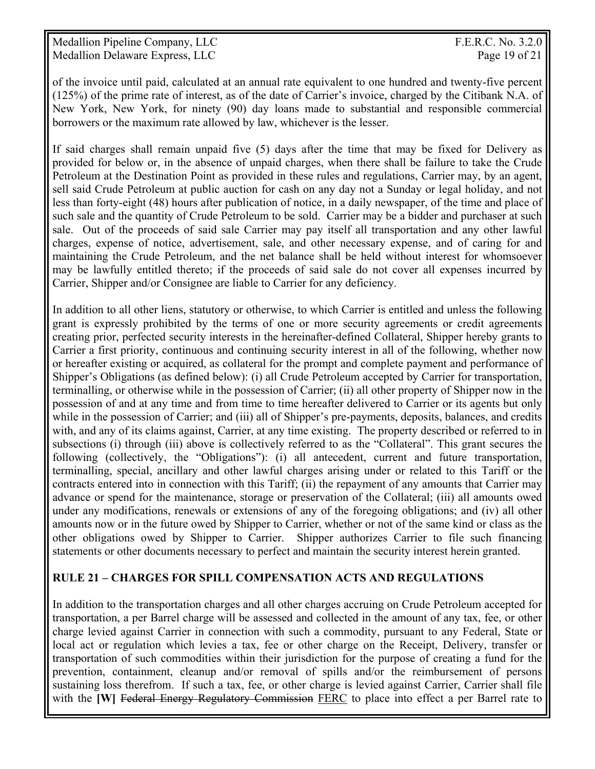of the invoice until paid, calculated at an annual rate equivalent to one hundred and twenty-five percent (125%) of the prime rate of interest, as of the date of Carrier's invoice, charged by the Citibank N.A. of New York, New York, for ninety (90) day loans made to substantial and responsible commercial borrowers or the maximum rate allowed by law, whichever is the lesser.

If said charges shall remain unpaid five (5) days after the time that may be fixed for Delivery as provided for below or, in the absence of unpaid charges, when there shall be failure to take the Crude Petroleum at the Destination Point as provided in these rules and regulations, Carrier may, by an agent, sell said Crude Petroleum at public auction for cash on any day not a Sunday or legal holiday, and not less than forty-eight (48) hours after publication of notice, in a daily newspaper, of the time and place of such sale and the quantity of Crude Petroleum to be sold. Carrier may be a bidder and purchaser at such sale. Out of the proceeds of said sale Carrier may pay itself all transportation and any other lawful charges, expense of notice, advertisement, sale, and other necessary expense, and of caring for and maintaining the Crude Petroleum, and the net balance shall be held without interest for whomsoever may be lawfully entitled thereto; if the proceeds of said sale do not cover all expenses incurred by Carrier, Shipper and/or Consignee are liable to Carrier for any deficiency.

In addition to all other liens, statutory or otherwise, to which Carrier is entitled and unless the following grant is expressly prohibited by the terms of one or more security agreements or credit agreements creating prior, perfected security interests in the hereinafter-defined Collateral, Shipper hereby grants to Carrier a first priority, continuous and continuing security interest in all of the following, whether now or hereafter existing or acquired, as collateral for the prompt and complete payment and performance of Shipper's Obligations (as defined below): (i) all Crude Petroleum accepted by Carrier for transportation, terminalling, or otherwise while in the possession of Carrier; (ii) all other property of Shipper now in the possession of and at any time and from time to time hereafter delivered to Carrier or its agents but only while in the possession of Carrier; and (iii) all of Shipper's pre-payments, deposits, balances, and credits with, and any of its claims against, Carrier, at any time existing. The property described or referred to in subsections (i) through (iii) above is collectively referred to as the "Collateral". This grant secures the following (collectively, the "Obligations"): (i) all antecedent, current and future transportation, terminalling, special, ancillary and other lawful charges arising under or related to this Tariff or the contracts entered into in connection with this Tariff; (ii) the repayment of any amounts that Carrier may advance or spend for the maintenance, storage or preservation of the Collateral; (iii) all amounts owed under any modifications, renewals or extensions of any of the foregoing obligations; and (iv) all other amounts now or in the future owed by Shipper to Carrier, whether or not of the same kind or class as the other obligations owed by Shipper to Carrier. Shipper authorizes Carrier to file such financing statements or other documents necessary to perfect and maintain the security interest herein granted.

## RULE 21 – CHARGES FOR SPILL COMPENSATION ACTS AND REGULATIONS

In addition to the transportation charges and all other charges accruing on Crude Petroleum accepted for transportation, a per Barrel charge will be assessed and collected in the amount of any tax, fee, or other charge levied against Carrier in connection with such a commodity, pursuant to any Federal, State or local act or regulation which levies a tax, fee or other charge on the Receipt, Delivery, transfer or transportation of such commodities within their jurisdiction for the purpose of creating a fund for the prevention, containment, cleanup and/or removal of spills and/or the reimbursement of persons sustaining loss therefrom. If such a tax, fee, or other charge is levied against Carrier, Carrier shall file with the **[W]** ~~Federal Energy Regulatory Commission~~ FERC to place into effect a per Barrel rate to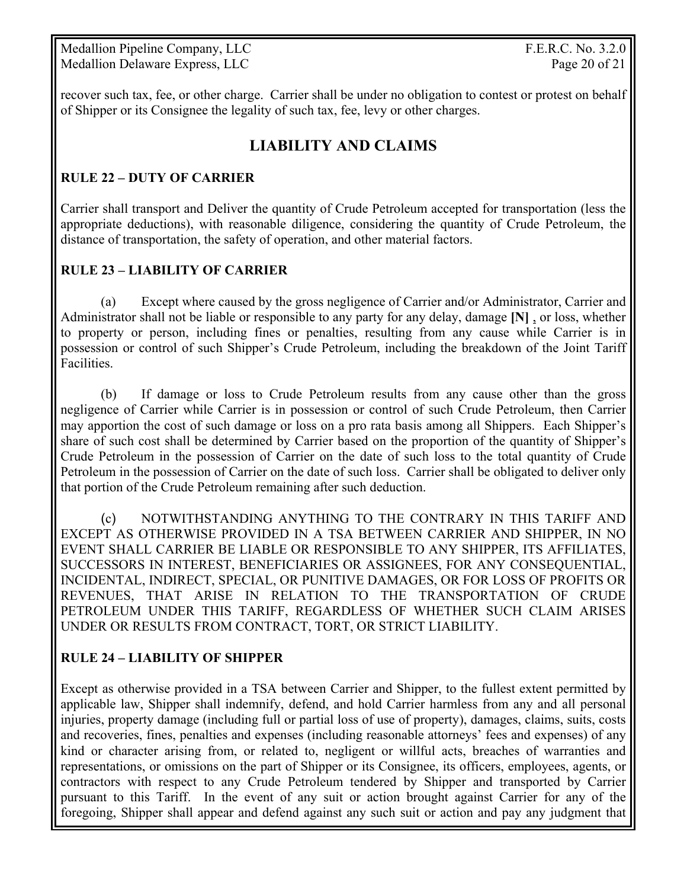recover such tax, fee, or other charge. Carrier shall be under no obligation to contest or protest on behalf of Shipper or its Consignee the legality of such tax, fee, levy or other charges.

## LIABILITY AND CLAIMS

### RULE 22 – DUTY OF CARRIER

Carrier shall transport and Deliver the quantity of Crude Petroleum accepted for transportation (less the appropriate deductions), with reasonable diligence, considering the quantity of Crude Petroleum, the distance of transportation, the safety of operation, and other material factors.

### RULE 23 – LIABILITY OF CARRIER

(a) Except where caused by the gross negligence of Carrier and/or Administrator, Carrier and Administrator shall not be liable or responsible to any party for any delay, damage **[N]** , or loss, whether to property or person, including fines or penalties, resulting from any cause while Carrier is in possession or control of such Shipper's Crude Petroleum, including the breakdown of the Joint Tariff Facilities.

(b) If damage or loss to Crude Petroleum results from any cause other than the gross negligence of Carrier while Carrier is in possession or control of such Crude Petroleum, then Carrier may apportion the cost of such damage or loss on a pro rata basis among all Shippers. Each Shipper's share of such cost shall be determined by Carrier based on the proportion of the quantity of Shipper's Crude Petroleum in the possession of Carrier on the date of such loss to the total quantity of Crude Petroleum in the possession of Carrier on the date of such loss. Carrier shall be obligated to deliver only that portion of the Crude Petroleum remaining after such deduction.

(c) NOTWITHSTANDING ANYTHING TO THE CONTRARY IN THIS TARIFF AND EXCEPT AS OTHERWISE PROVIDED IN A TSA BETWEEN CARRIER AND SHIPPER, IN NO EVENT SHALL CARRIER BE LIABLE OR RESPONSIBLE TO ANY SHIPPER, ITS AFFILIATES, SUCCESSORS IN INTEREST, BENEFICIARIES OR ASSIGNEES, FOR ANY CONSEQUENTIAL, INCIDENTAL, INDIRECT, SPECIAL, OR PUNITIVE DAMAGES, OR FOR LOSS OF PROFITS OR REVENUES, THAT ARISE IN RELATION TO THE TRANSPORTATION OF CRUDE PETROLEUM UNDER THIS TARIFF, REGARDLESS OF WHETHER SUCH CLAIM ARISES UNDER OR RESULTS FROM CONTRACT, TORT, OR STRICT LIABILITY.

### RULE 24 – LIABILITY OF SHIPPER

Except as otherwise provided in a TSA between Carrier and Shipper, to the fullest extent permitted by applicable law, Shipper shall indemnify, defend, and hold Carrier harmless from any and all personal injuries, property damage (including full or partial loss of use of property), damages, claims, suits, costs and recoveries, fines, penalties and expenses (including reasonable attorneys' fees and expenses) of any kind or character arising from, or related to, negligent or willful acts, breaches of warranties and representations, or omissions on the part of Shipper or its Consignee, its officers, employees, agents, or contractors with respect to any Crude Petroleum tendered by Shipper and transported by Carrier pursuant to this Tariff. In the event of any suit or action brought against Carrier for any of the foregoing, Shipper shall appear and defend against any such suit or action and pay any judgment that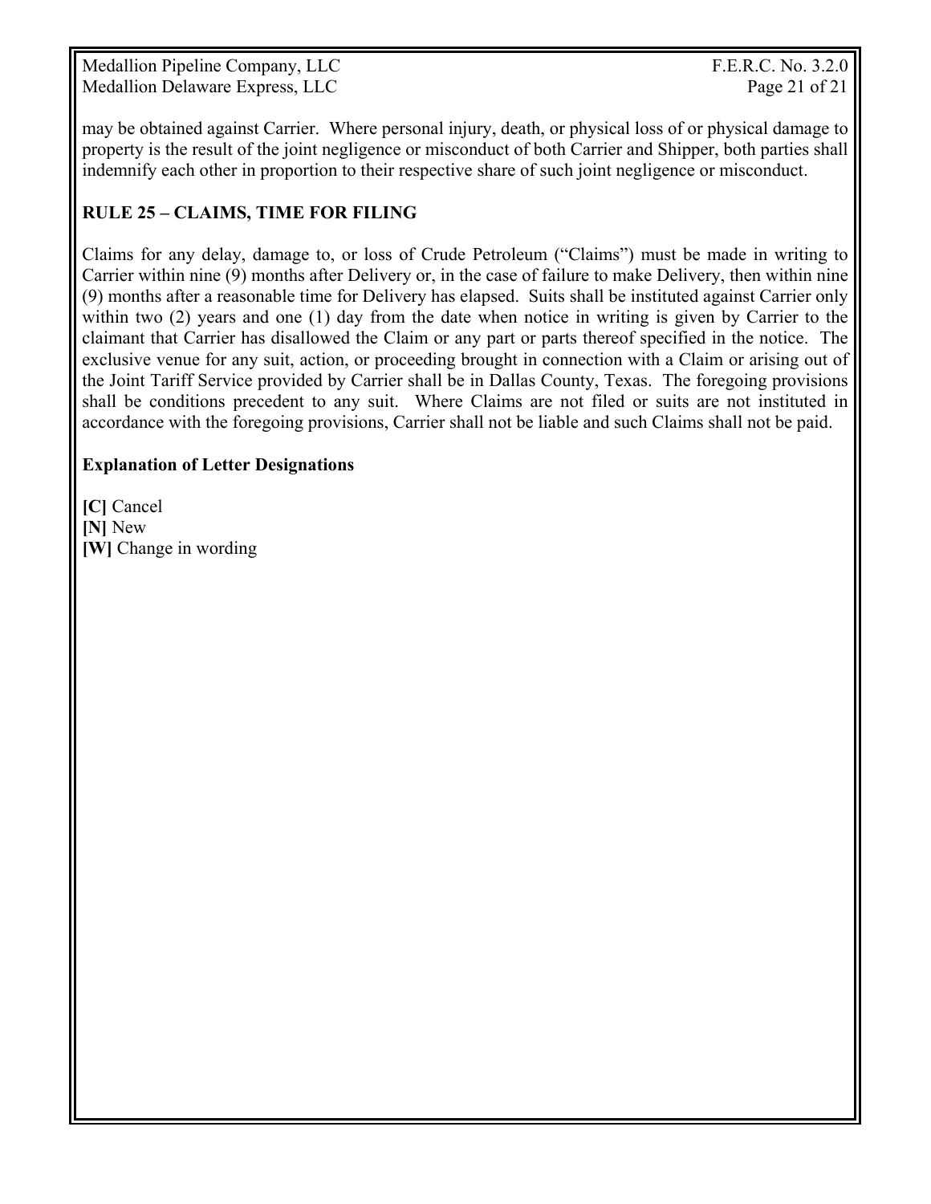may be obtained against Carrier. Where personal injury, death, or physical loss of or physical damage to property is the result of the joint negligence or misconduct of both Carrier and Shipper, both parties shall indemnify each other in proportion to their respective share of such joint negligence or misconduct.

**RULE 25 – CLAIMS, TIME FOR FILING**

Claims for any delay, damage to, or loss of Crude Petroleum ("Claims") must be made in writing to Carrier within nine (9) months after Delivery or, in the case of failure to make Delivery, then within nine (9) months after a reasonable time for Delivery has elapsed. Suits shall be instituted against Carrier only within two (2) years and one (1) day from the date when notice in writing is given by Carrier to the claimant that Carrier has disallowed the Claim or any part or parts thereof specified in the notice. The exclusive venue for any suit, action, or proceeding brought in connection with a Claim or arising out of the Joint Tariff Service provided by Carrier shall be in Dallas County, Texas. The foregoing provisions shall be conditions precedent to any suit. Where Claims are not filed or suits are not instituted in accordance with the foregoing provisions, Carrier shall not be liable and such Claims shall not be paid.

**Explanation of Letter Designations**

**[C]** Cancel
**[N]** New
**[W]** Change in wording